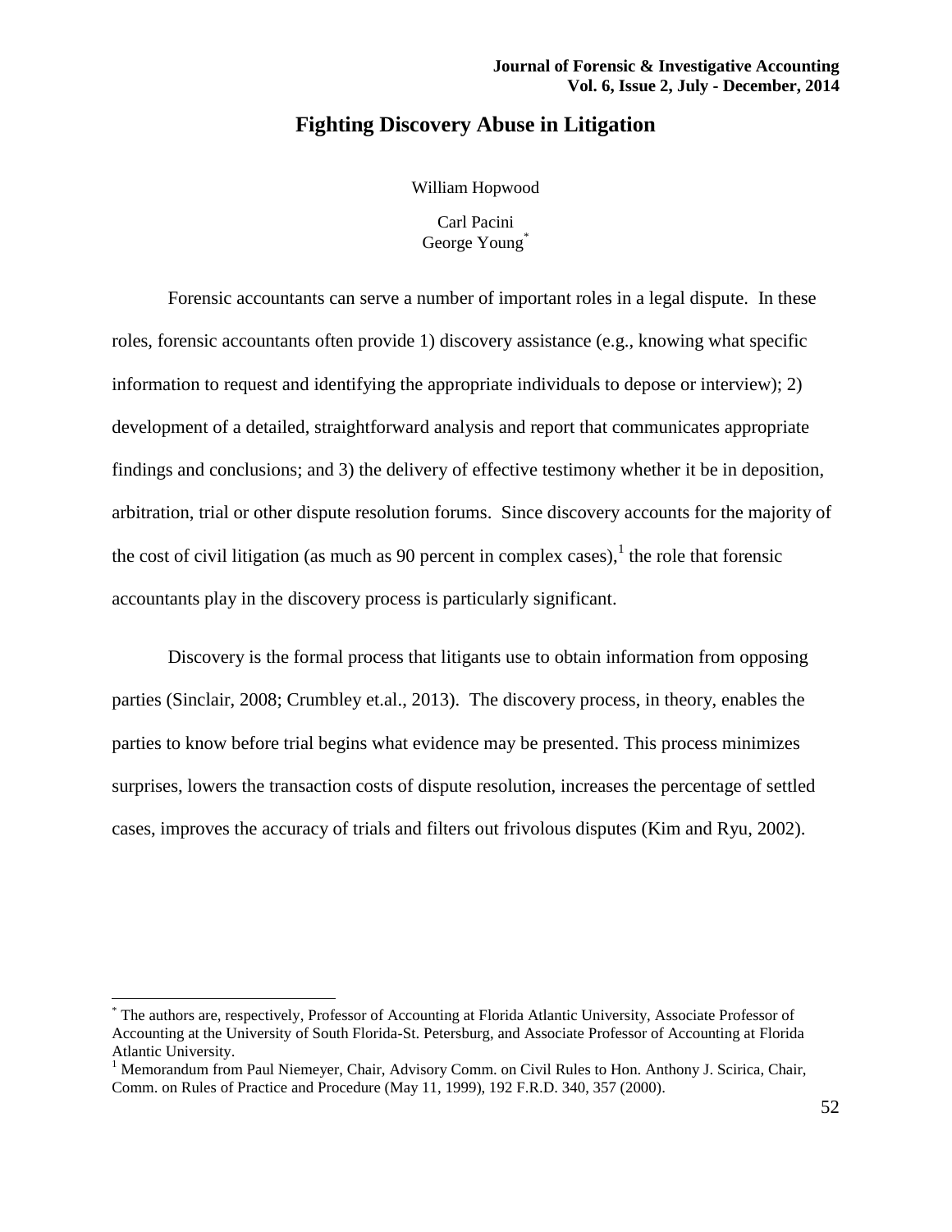# Fighting Discovery Abuse in Litigation

William Hopwood

Carl Pacini
George Young[*]

Forensic accountants can serve a number of important roles in a legal dispute. In these roles, forensic accountants often provide 1) discovery assistance (e.g., knowing what specific information to request and identifying the appropriate individuals to depose or interview); 2) development of a detailed, straightforward analysis and report that communicates appropriate findings and conclusions; and 3) the delivery of effective testimony whether it be in deposition, arbitration, trial or other dispute resolution forums. Since discovery accounts for the majority of the cost of civil litigation (as much as 90 percent in complex cases),[1] the role that forensic accountants play in the discovery process is particularly significant.

Discovery is the formal process that litigants use to obtain information from opposing parties (Sinclair, 2008; Crumbley et.al., 2013). The discovery process, in theory, enables the parties to know before trial begins what evidence may be presented. This process minimizes surprises, lowers the transaction costs of dispute resolution, increases the percentage of settled cases, improves the accuracy of trials and filters out frivolous disputes (Kim and Ryu, 2002).

---

[*] The authors are, respectively, Professor of Accounting at Florida Atlantic University, Associate Professor of Accounting at the University of South Florida-St. Petersburg, and Associate Professor of Accounting at Florida Atlantic University.

[1] Memorandum from Paul Niemeyer, Chair, Advisory Comm. on Civil Rules to Hon. Anthony J. Scirica, Chair, Comm. on Rules of Practice and Procedure (May 11, 1999), 192 F.R.D. 340, 357 (2000).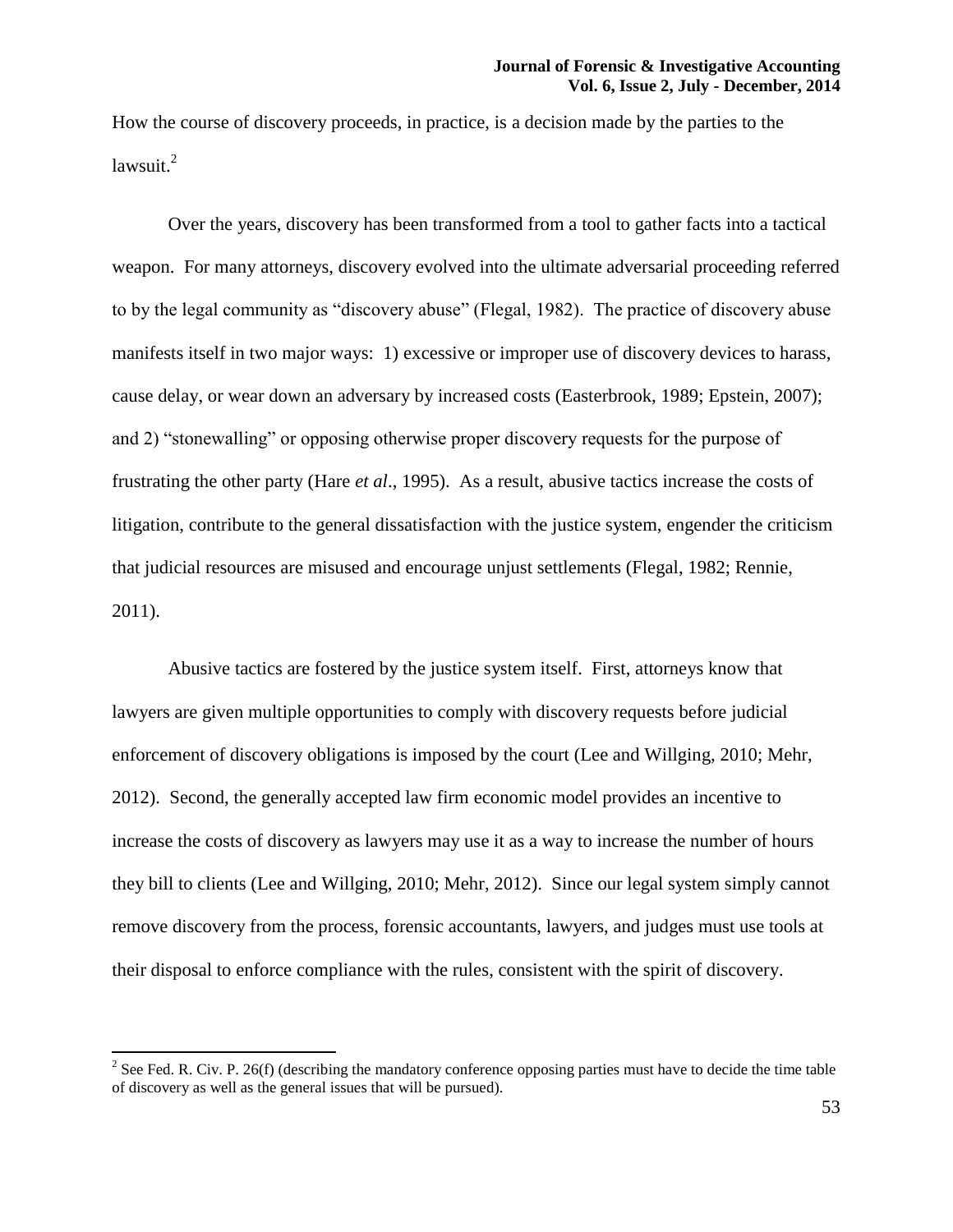How the course of discovery proceeds, in practice, is a decision made by the parties to the lawsuit.[2]

Over the years, discovery has been transformed from a tool to gather facts into a tactical weapon. For many attorneys, discovery evolved into the ultimate adversarial proceeding referred to by the legal community as "discovery abuse" (Flegal, 1982). The practice of discovery abuse manifests itself in two major ways: 1) excessive or improper use of discovery devices to harass, cause delay, or wear down an adversary by increased costs (Easterbrook, 1989; Epstein, 2007); and 2) "stonewalling" or opposing otherwise proper discovery requests for the purpose of frustrating the other party (Hare *et al*., 1995). As a result, abusive tactics increase the costs of litigation, contribute to the general dissatisfaction with the justice system, engender the criticism that judicial resources are misused and encourage unjust settlements (Flegal, 1982; Rennie, 2011).

Abusive tactics are fostered by the justice system itself. First, attorneys know that lawyers are given multiple opportunities to comply with discovery requests before judicial enforcement of discovery obligations is imposed by the court (Lee and Willging, 2010; Mehr, 2012). Second, the generally accepted law firm economic model provides an incentive to increase the costs of discovery as lawyers may use it as a way to increase the number of hours they bill to clients (Lee and Willging, 2010; Mehr, 2012). Since our legal system simply cannot remove discovery from the process, forensic accountants, lawyers, and judges must use tools at their disposal to enforce compliance with the rules, consistent with the spirit of discovery.

---

[2] See Fed. R. Civ. P. 26(f) (describing the mandatory conference opposing parties must have to decide the time table of discovery as well as the general issues that will be pursued).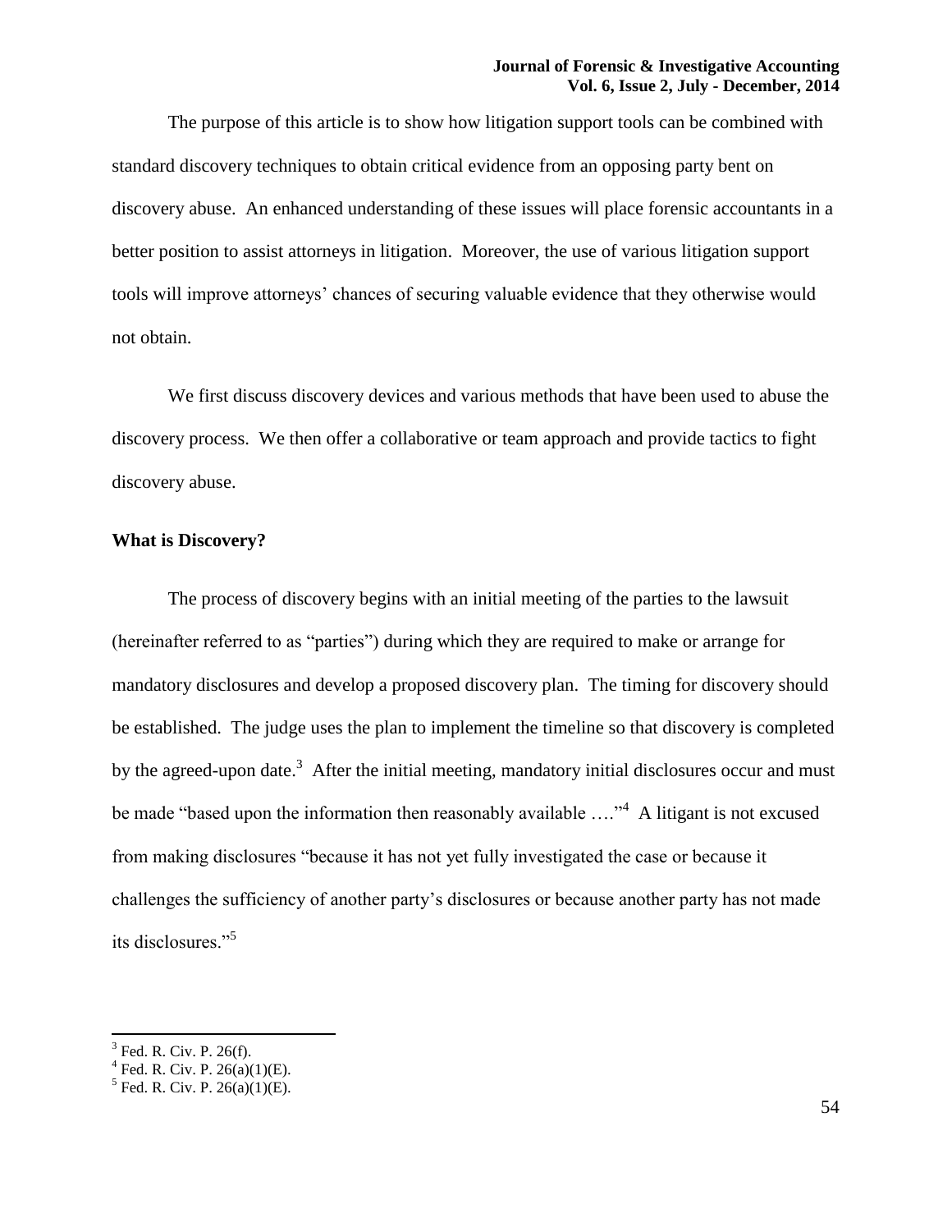The purpose of this article is to show how litigation support tools can be combined with standard discovery techniques to obtain critical evidence from an opposing party bent on discovery abuse. An enhanced understanding of these issues will place forensic accountants in a better position to assist attorneys in litigation. Moreover, the use of various litigation support tools will improve attorneys' chances of securing valuable evidence that they otherwise would not obtain.

We first discuss discovery devices and various methods that have been used to abuse the discovery process. We then offer a collaborative or team approach and provide tactics to fight discovery abuse.

## What is Discovery?

The process of discovery begins with an initial meeting of the parties to the lawsuit (hereinafter referred to as "parties") during which they are required to make or arrange for mandatory disclosures and develop a proposed discovery plan. The timing for discovery should be established. The judge uses the plan to implement the timeline so that discovery is completed by the agreed-upon date.[3] After the initial meeting, mandatory initial disclosures occur and must be made "based upon the information then reasonably available …."[4] A litigant is not excused from making disclosures "because it has not yet fully investigated the case or because it challenges the sufficiency of another party's disclosures or because another party has not made its disclosures."[5]

---

[3] Fed. R. Civ. P. 26(f).
[4] Fed. R. Civ. P. 26(a)(1)(E).
[5] Fed. R. Civ. P. 26(a)(1)(E).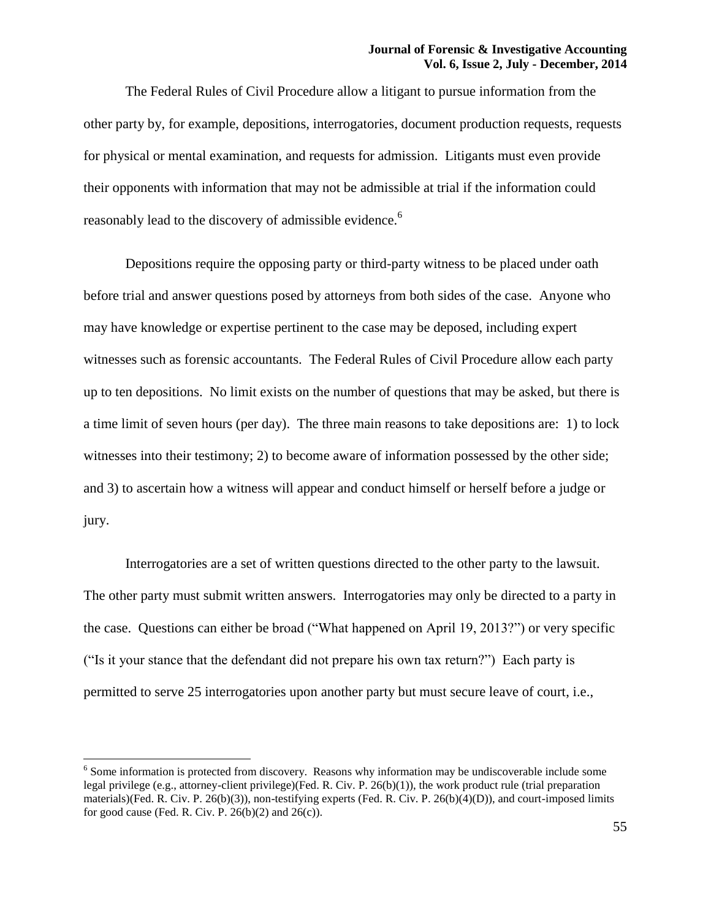The Federal Rules of Civil Procedure allow a litigant to pursue information from the other party by, for example, depositions, interrogatories, document production requests, requests for physical or mental examination, and requests for admission. Litigants must even provide their opponents with information that may not be admissible at trial if the information could reasonably lead to the discovery of admissible evidence.[6]

Depositions require the opposing party or third-party witness to be placed under oath before trial and answer questions posed by attorneys from both sides of the case. Anyone who may have knowledge or expertise pertinent to the case may be deposed, including expert witnesses such as forensic accountants. The Federal Rules of Civil Procedure allow each party up to ten depositions. No limit exists on the number of questions that may be asked, but there is a time limit of seven hours (per day). The three main reasons to take depositions are: 1) to lock witnesses into their testimony; 2) to become aware of information possessed by the other side; and 3) to ascertain how a witness will appear and conduct himself or herself before a judge or jury.

Interrogatories are a set of written questions directed to the other party to the lawsuit. The other party must submit written answers. Interrogatories may only be directed to a party in the case. Questions can either be broad ("What happened on April 19, 2013?") or very specific ("Is it your stance that the defendant did not prepare his own tax return?") Each party is permitted to serve 25 interrogatories upon another party but must secure leave of court, i.e.,

---

[6] Some information is protected from discovery. Reasons why information may be undiscoverable include some legal privilege (e.g., attorney-client privilege)(Fed. R. Civ. P. 26(b)(1)), the work product rule (trial preparation materials)(Fed. R. Civ. P. 26(b)(3)), non-testifying experts (Fed. R. Civ. P. 26(b)(4)(D)), and court-imposed limits for good cause (Fed. R. Civ. P. 26(b)(2) and 26(c)).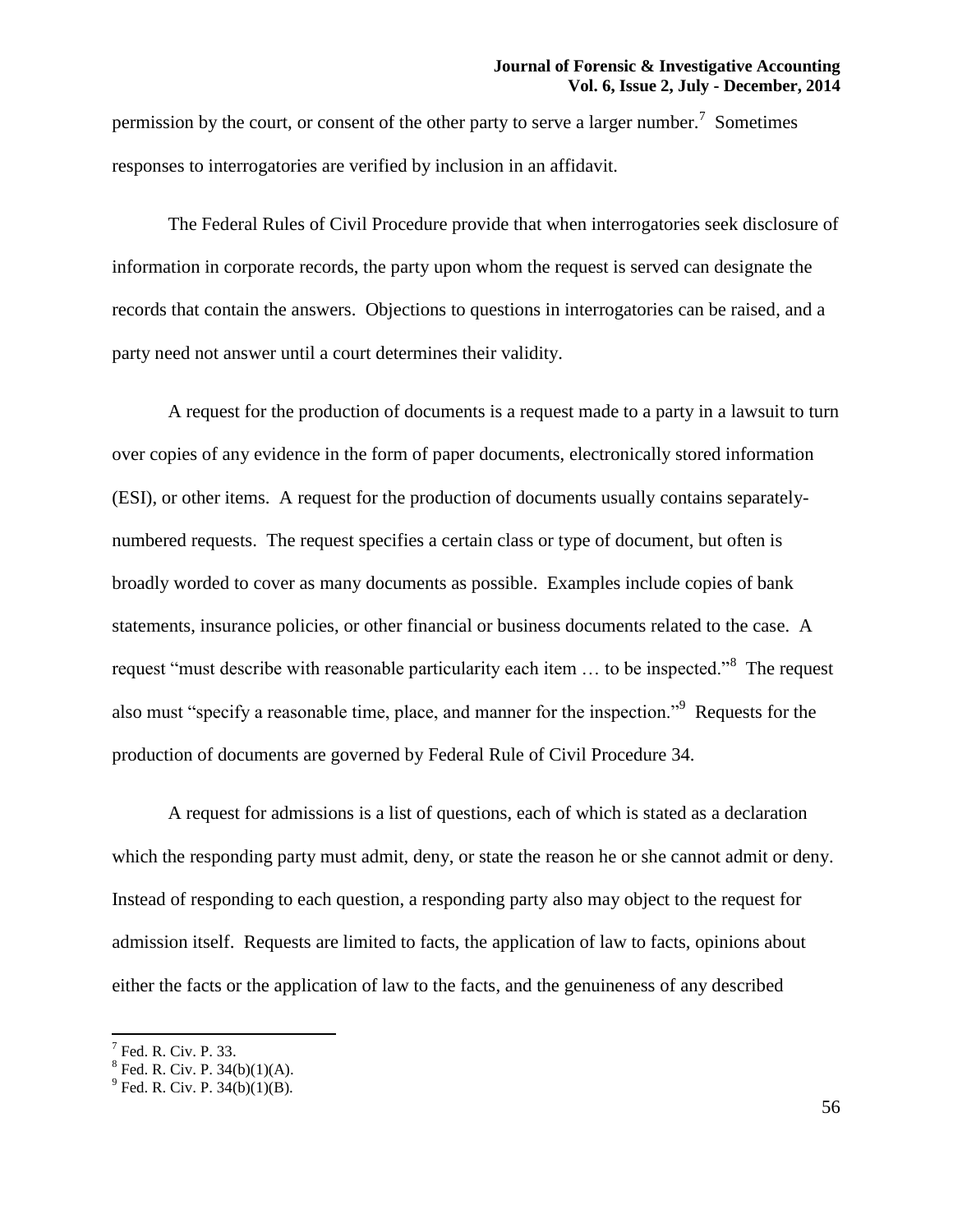permission by the court, or consent of the other party to serve a larger number.[7] Sometimes responses to interrogatories are verified by inclusion in an affidavit.

The Federal Rules of Civil Procedure provide that when interrogatories seek disclosure of information in corporate records, the party upon whom the request is served can designate the records that contain the answers. Objections to questions in interrogatories can be raised, and a party need not answer until a court determines their validity.

A request for the production of documents is a request made to a party in a lawsuit to turn over copies of any evidence in the form of paper documents, electronically stored information (ESI), or other items. A request for the production of documents usually contains separately-numbered requests. The request specifies a certain class or type of document, but often is broadly worded to cover as many documents as possible. Examples include copies of bank statements, insurance policies, or other financial or business documents related to the case. A request "must describe with reasonable particularity each item … to be inspected."[8] The request also must "specify a reasonable time, place, and manner for the inspection."[9] Requests for the production of documents are governed by Federal Rule of Civil Procedure 34.

A request for admissions is a list of questions, each of which is stated as a declaration which the responding party must admit, deny, or state the reason he or she cannot admit or deny. Instead of responding to each question, a responding party also may object to the request for admission itself. Requests are limited to facts, the application of law to facts, opinions about either the facts or the application of law to the facts, and the genuineness of any described

---

[7] Fed. R. Civ. P. 33.

[8] Fed. R. Civ. P. 34(b)(1)(A).

[9] Fed. R. Civ. P. 34(b)(1)(B).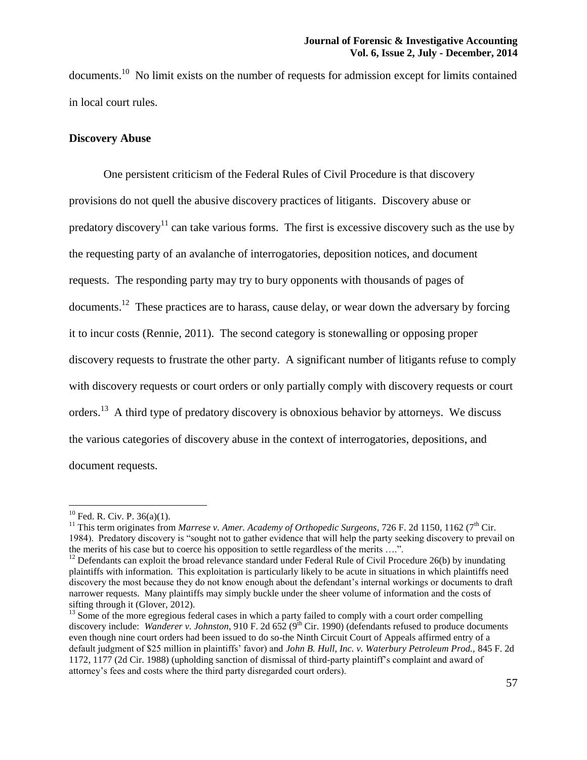documents.[10] No limit exists on the number of requests for admission except for limits contained in local court rules.

**Discovery Abuse**

One persistent criticism of the Federal Rules of Civil Procedure is that discovery provisions do not quell the abusive discovery practices of litigants. Discovery abuse or predatory discovery[11] can take various forms. The first is excessive discovery such as the use by the requesting party of an avalanche of interrogatories, deposition notices, and document requests. The responding party may try to bury opponents with thousands of pages of documents.[12] These practices are to harass, cause delay, or wear down the adversary by forcing it to incur costs (Rennie, 2011). The second category is stonewalling or opposing proper discovery requests to frustrate the other party. A significant number of litigants refuse to comply with discovery requests or court orders or only partially comply with discovery requests or court orders.[13] A third type of predatory discovery is obnoxious behavior by attorneys. We discuss the various categories of discovery abuse in the context of interrogatories, depositions, and document requests.

---

[10] Fed. R. Civ. P. 36(a)(1).

[11] This term originates from *Marrese v. Amer. Academy of Orthopedic Surgeons*, 726 F. 2d 1150, 1162 (7th Cir. 1984). Predatory discovery is "sought not to gather evidence that will help the party seeking discovery to prevail on the merits of his case but to coerce his opposition to settle regardless of the merits ….".

[12] Defendants can exploit the broad relevance standard under Federal Rule of Civil Procedure 26(b) by inundating plaintiffs with information. This exploitation is particularly likely to be acute in situations in which plaintiffs need discovery the most because they do not know enough about the defendant's internal workings or documents to draft narrower requests. Many plaintiffs may simply buckle under the sheer volume of information and the costs of sifting through it (Glover, 2012).

[13] Some of the more egregious federal cases in which a party failed to comply with a court order compelling discovery include: *Wanderer v. Johnston*, 910 F. 2d 652 (9th Cir. 1990) (defendants refused to produce documents even though nine court orders had been issued to do so-the Ninth Circuit Court of Appeals affirmed entry of a default judgment of $25 million in plaintiffs' favor) and *John B. Hull, Inc. v. Waterbury Petroleum Prod.*, 845 F. 2d 1172, 1177 (2d Cir. 1988) (upholding sanction of dismissal of third-party plaintiff's complaint and award of attorney's fees and costs where the third party disregarded court orders).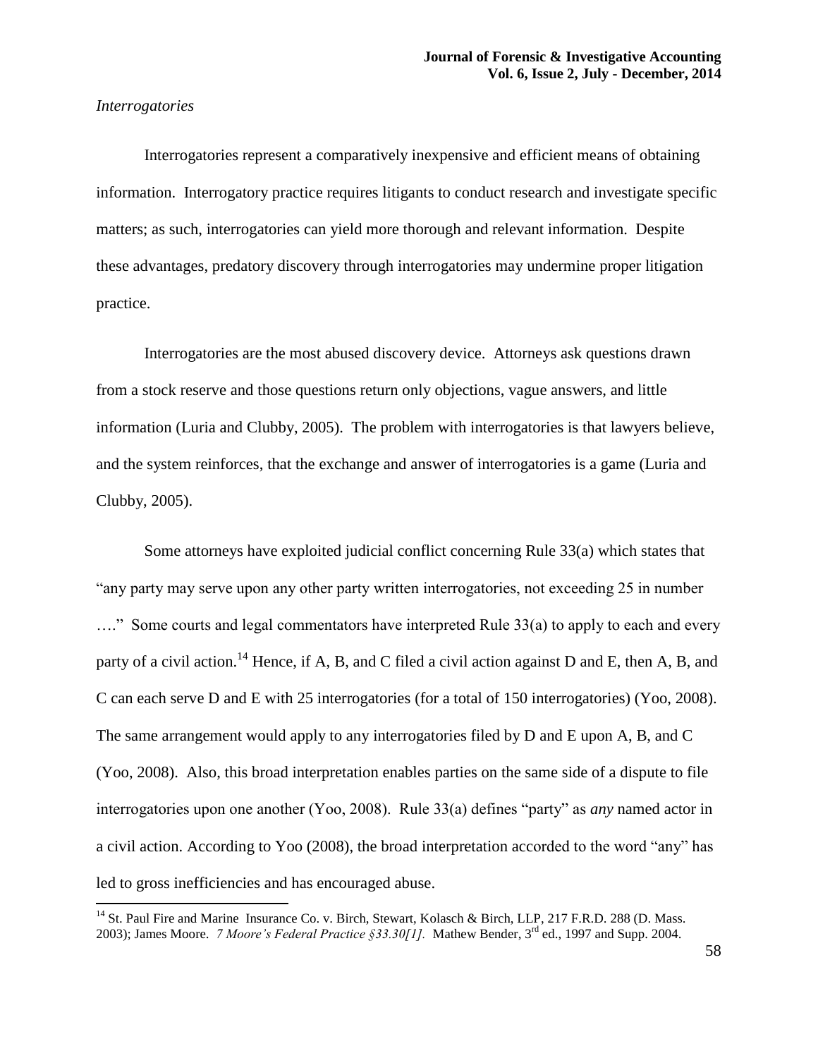*Interrogatories*

Interrogatories represent a comparatively inexpensive and efficient means of obtaining information. Interrogatory practice requires litigants to conduct research and investigate specific matters; as such, interrogatories can yield more thorough and relevant information. Despite these advantages, predatory discovery through interrogatories may undermine proper litigation practice.

Interrogatories are the most abused discovery device. Attorneys ask questions drawn from a stock reserve and those questions return only objections, vague answers, and little information (Luria and Clubby, 2005). The problem with interrogatories is that lawyers believe, and the system reinforces, that the exchange and answer of interrogatories is a game (Luria and Clubby, 2005).

Some attorneys have exploited judicial conflict concerning Rule 33(a) which states that "any party may serve upon any other party written interrogatories, not exceeding 25 in number …." Some courts and legal commentators have interpreted Rule 33(a) to apply to each and every party of a civil action.[14] Hence, if A, B, and C filed a civil action against D and E, then A, B, and C can each serve D and E with 25 interrogatories (for a total of 150 interrogatories) (Yoo, 2008). The same arrangement would apply to any interrogatories filed by D and E upon A, B, and C (Yoo, 2008). Also, this broad interpretation enables parties on the same side of a dispute to file interrogatories upon one another (Yoo, 2008). Rule 33(a) defines "party" as *any* named actor in a civil action. According to Yoo (2008), the broad interpretation accorded to the word "any" has led to gross inefficiencies and has encouraged abuse.

[14] St. Paul Fire and Marine Insurance Co. v. Birch, Stewart, Kolasch & Birch, LLP, 217 F.R.D. 288 (D. Mass. 2003); James Moore. *7 Moore's Federal Practice §33.30[1].* Mathew Bender, 3rd ed., 1997 and Supp. 2004.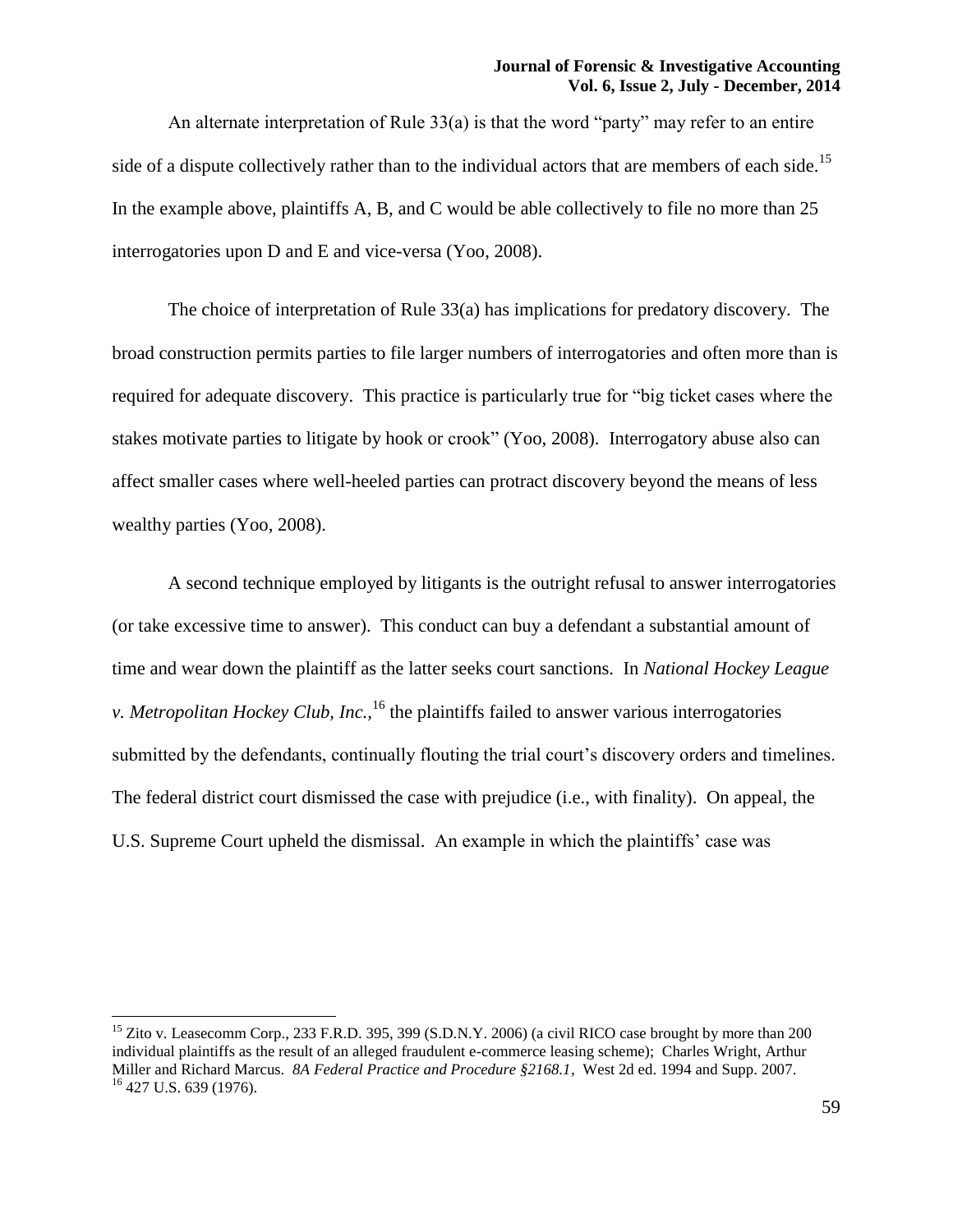An alternate interpretation of Rule 33(a) is that the word "party" may refer to an entire side of a dispute collectively rather than to the individual actors that are members of each side.[15] In the example above, plaintiffs A, B, and C would be able collectively to file no more than 25 interrogatories upon D and E and vice-versa (Yoo, 2008).

The choice of interpretation of Rule 33(a) has implications for predatory discovery. The broad construction permits parties to file larger numbers of interrogatories and often more than is required for adequate discovery. This practice is particularly true for "big ticket cases where the stakes motivate parties to litigate by hook or crook" (Yoo, 2008). Interrogatory abuse also can affect smaller cases where well-heeled parties can protract discovery beyond the means of less wealthy parties (Yoo, 2008).

A second technique employed by litigants is the outright refusal to answer interrogatories (or take excessive time to answer). This conduct can buy a defendant a substantial amount of time and wear down the plaintiff as the latter seeks court sanctions. In *National Hockey League v. Metropolitan Hockey Club, Inc.*,[16] the plaintiffs failed to answer various interrogatories submitted by the defendants, continually flouting the trial court's discovery orders and timelines. The federal district court dismissed the case with prejudice (i.e., with finality). On appeal, the U.S. Supreme Court upheld the dismissal. An example in which the plaintiffs' case was

---

[15] Zito v. Leasecomm Corp., 233 F.R.D. 395, 399 (S.D.N.Y. 2006) (a civil RICO case brought by more than 200 individual plaintiffs as the result of an alleged fraudulent e-commerce leasing scheme); Charles Wright, Arthur Miller and Richard Marcus. *8A Federal Practice and Procedure §2168.1,* West 2d ed. 1994 and Supp. 2007.

[16] 427 U.S. 639 (1976).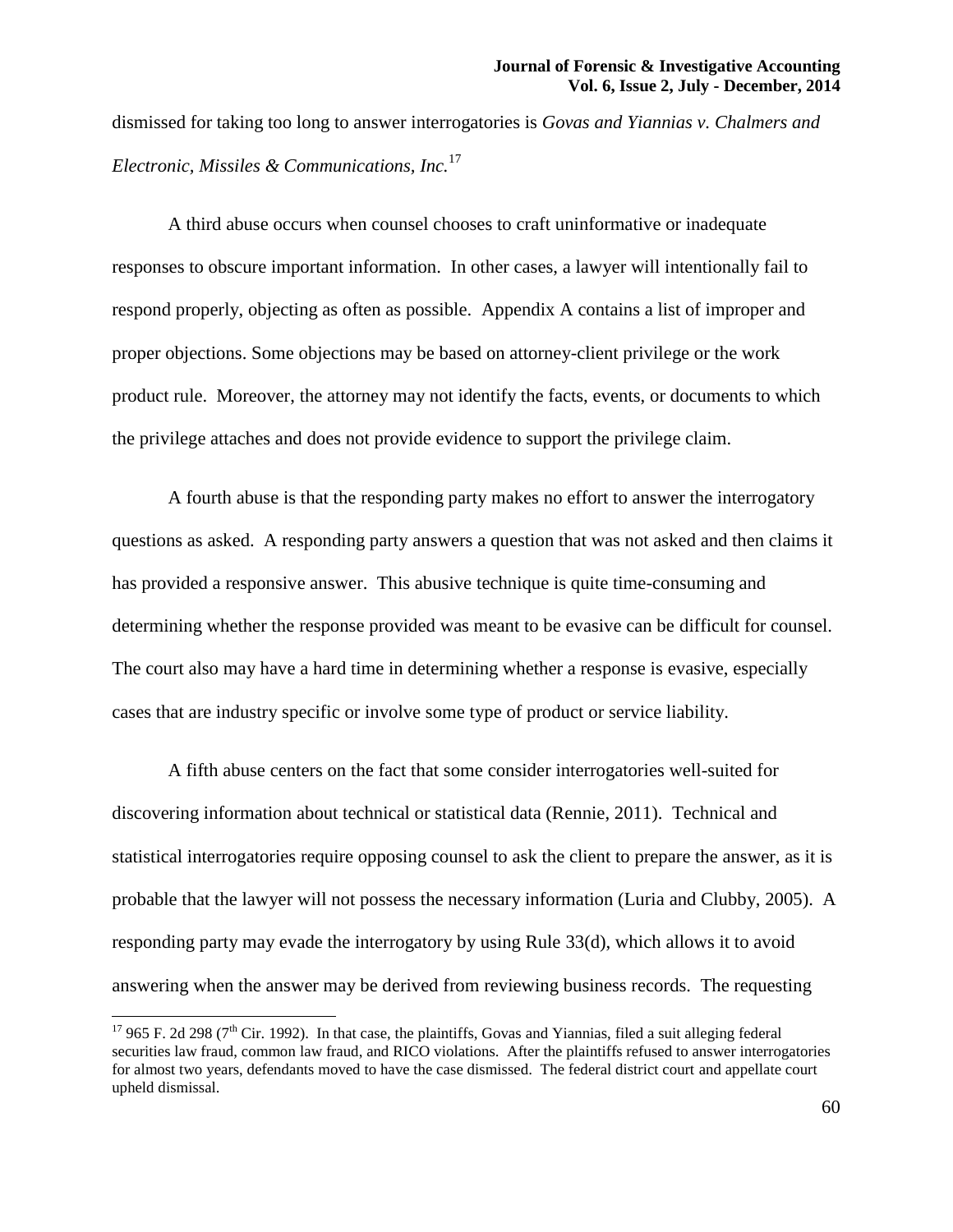dismissed for taking too long to answer interrogatories is *Govas and Yiannias v. Chalmers and Electronic, Missiles & Communications, Inc.*[17]

A third abuse occurs when counsel chooses to craft uninformative or inadequate responses to obscure important information. In other cases, a lawyer will intentionally fail to respond properly, objecting as often as possible. Appendix A contains a list of improper and proper objections. Some objections may be based on attorney-client privilege or the work product rule. Moreover, the attorney may not identify the facts, events, or documents to which the privilege attaches and does not provide evidence to support the privilege claim.

A fourth abuse is that the responding party makes no effort to answer the interrogatory questions as asked. A responding party answers a question that was not asked and then claims it has provided a responsive answer. This abusive technique is quite time-consuming and determining whether the response provided was meant to be evasive can be difficult for counsel. The court also may have a hard time in determining whether a response is evasive, especially cases that are industry specific or involve some type of product or service liability.

A fifth abuse centers on the fact that some consider interrogatories well-suited for discovering information about technical or statistical data (Rennie, 2011). Technical and statistical interrogatories require opposing counsel to ask the client to prepare the answer, as it is probable that the lawyer will not possess the necessary information (Luria and Clubby, 2005). A responding party may evade the interrogatory by using Rule 33(d), which allows it to avoid answering when the answer may be derived from reviewing business records. The requesting

---

[17] 965 F. 2d 298 (7th Cir. 1992). In that case, the plaintiffs, Govas and Yiannias, filed a suit alleging federal securities law fraud, common law fraud, and RICO violations. After the plaintiffs refused to answer interrogatories for almost two years, defendants moved to have the case dismissed. The federal district court and appellate court upheld dismissal.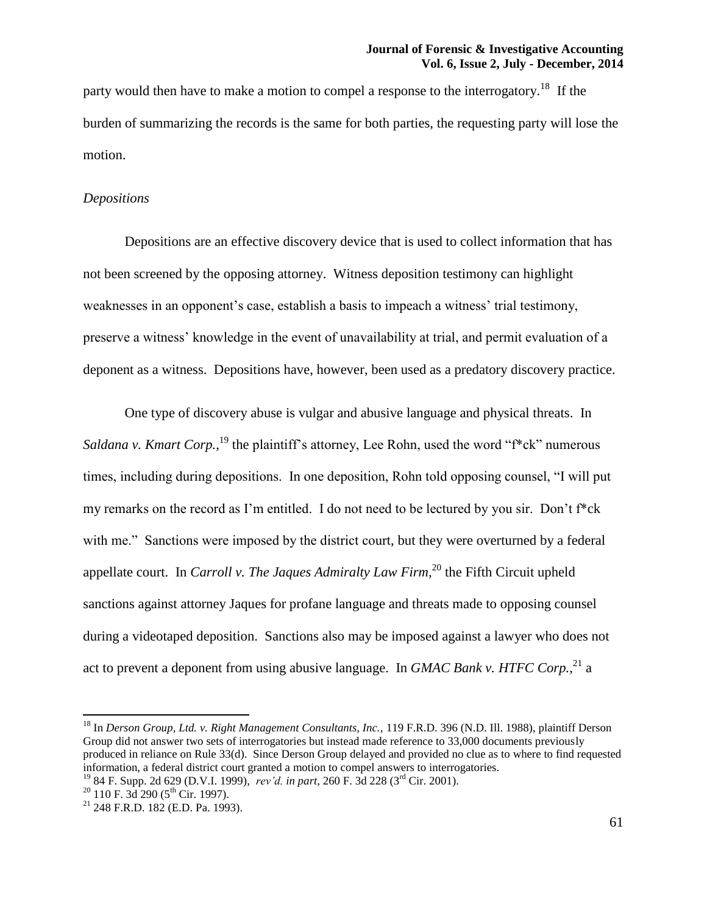party would then have to make a motion to compel a response to the interrogatory.[18] If the burden of summarizing the records is the same for both parties, the requesting party will lose the motion.

*Depositions*

Depositions are an effective discovery device that is used to collect information that has not been screened by the opposing attorney. Witness deposition testimony can highlight weaknesses in an opponent's case, establish a basis to impeach a witness' trial testimony, preserve a witness' knowledge in the event of unavailability at trial, and permit evaluation of a deponent as a witness. Depositions have, however, been used as a predatory discovery practice.

One type of discovery abuse is vulgar and abusive language and physical threats. In *Saldana v. Kmart Corp.,*[19] the plaintiff's attorney, Lee Rohn, used the word "f*ck" numerous times, including during depositions. In one deposition, Rohn told opposing counsel, "I will put my remarks on the record as I'm entitled. I do not need to be lectured by you sir. Don't f*ck with me." Sanctions were imposed by the district court, but they were overturned by a federal appellate court. In *Carroll v. The Jaques Admiralty Law Firm,*[20] the Fifth Circuit upheld sanctions against attorney Jaques for profane language and threats made to opposing counsel during a videotaped deposition. Sanctions also may be imposed against a lawyer who does not act to prevent a deponent from using abusive language. In *GMAC Bank v. HTFC Corp.,*[21] a

---

[18] In *Derson Group, Ltd. v. Right Management Consultants, Inc.,* 119 F.R.D. 396 (N.D. Ill. 1988), plaintiff Derson Group did not answer two sets of interrogatories but instead made reference to 33,000 documents previously produced in reliance on Rule 33(d). Since Derson Group delayed and provided no clue as to where to find requested information, a federal district court granted a motion to compel answers to interrogatories.

[19] 84 F. Supp. 2d 629 (D.V.I. 1999), *rev'd. in part,* 260 F. 3d 228 (3rd Cir. 2001).

[20] 110 F. 3d 290 (5th Cir. 1997).

[21] 248 F.R.D. 182 (E.D. Pa. 1993).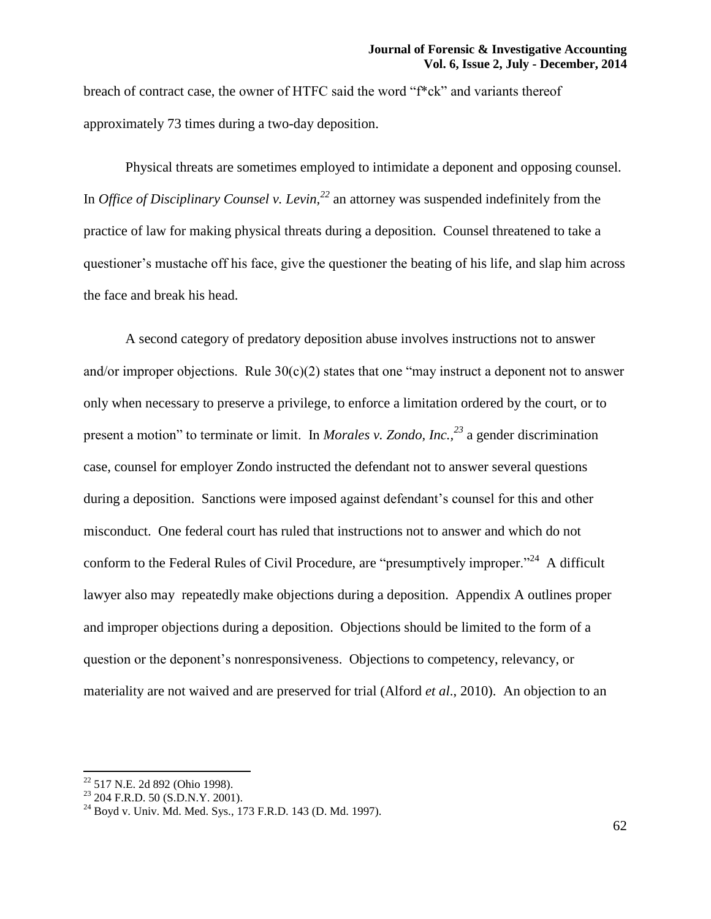breach of contract case, the owner of HTFC said the word "f*ck" and variants thereof approximately 73 times during a two-day deposition.

Physical threats are sometimes employed to intimidate a deponent and opposing counsel. In *Office of Disciplinary Counsel v. Levin,*[22] an attorney was suspended indefinitely from the practice of law for making physical threats during a deposition. Counsel threatened to take a questioner's mustache off his face, give the questioner the beating of his life, and slap him across the face and break his head.

A second category of predatory deposition abuse involves instructions not to answer and/or improper objections. Rule 30(c)(2) states that one "may instruct a deponent not to answer only when necessary to preserve a privilege, to enforce a limitation ordered by the court, or to present a motion" to terminate or limit. In *Morales v. Zondo, Inc.*,[23] a gender discrimination case, counsel for employer Zondo instructed the defendant not to answer several questions during a deposition. Sanctions were imposed against defendant's counsel for this and other misconduct. One federal court has ruled that instructions not to answer and which do not conform to the Federal Rules of Civil Procedure, are "presumptively improper."[24] A difficult lawyer also may repeatedly make objections during a deposition. Appendix A outlines proper and improper objections during a deposition. Objections should be limited to the form of a question or the deponent's nonresponsiveness. Objections to competency, relevancy, or materiality are not waived and are preserved for trial (Alford *et al*., 2010). An objection to an

---

[22] 517 N.E. 2d 892 (Ohio 1998).

[23] 204 F.R.D. 50 (S.D.N.Y. 2001).

[24] Boyd v. Univ. Md. Med. Sys., 173 F.R.D. 143 (D. Md. 1997).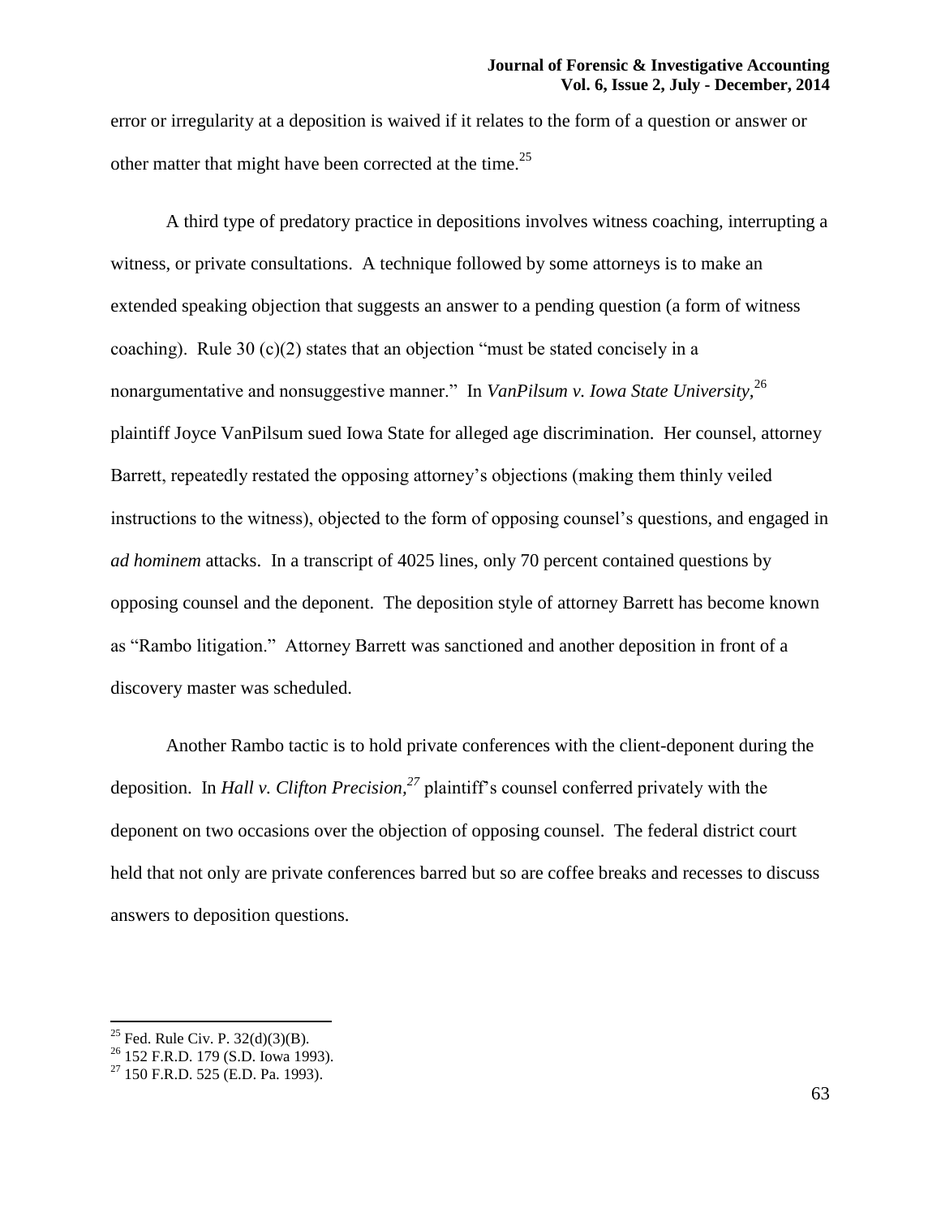error or irregularity at a deposition is waived if it relates to the form of a question or answer or other matter that might have been corrected at the time.[25]

A third type of predatory practice in depositions involves witness coaching, interrupting a witness, or private consultations. A technique followed by some attorneys is to make an extended speaking objection that suggests an answer to a pending question (a form of witness coaching). Rule 30 (c)(2) states that an objection "must be stated concisely in a nonargumentative and nonsuggestive manner." In *VanPilsum v. Iowa State University*,[26] plaintiff Joyce VanPilsum sued Iowa State for alleged age discrimination. Her counsel, attorney Barrett, repeatedly restated the opposing attorney's objections (making them thinly veiled instructions to the witness), objected to the form of opposing counsel's questions, and engaged in *ad hominem* attacks. In a transcript of 4025 lines, only 70 percent contained questions by opposing counsel and the deponent. The deposition style of attorney Barrett has become known as "Rambo litigation." Attorney Barrett was sanctioned and another deposition in front of a discovery master was scheduled.

Another Rambo tactic is to hold private conferences with the client-deponent during the deposition. In *Hall v. Clifton Precision,*[27] plaintiff's counsel conferred privately with the deponent on two occasions over the objection of opposing counsel. The federal district court held that not only are private conferences barred but so are coffee breaks and recesses to discuss answers to deposition questions.

---

[25] Fed. Rule Civ. P. 32(d)(3)(B).

[26] 152 F.R.D. 179 (S.D. Iowa 1993).

[27] 150 F.R.D. 525 (E.D. Pa. 1993).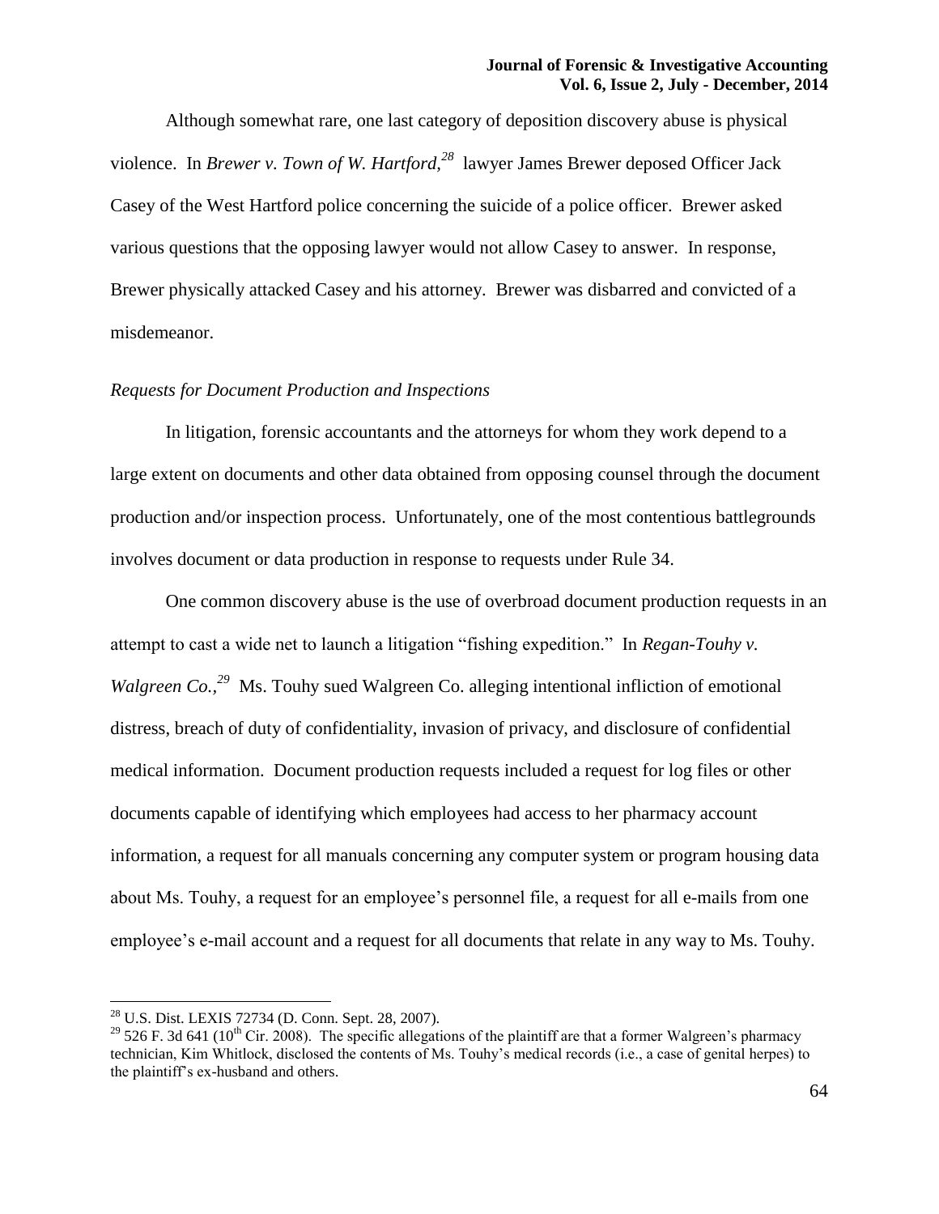Although somewhat rare, one last category of deposition discovery abuse is physical violence. In *Brewer v. Town of W. Hartford,*[28] lawyer James Brewer deposed Officer Jack Casey of the West Hartford police concerning the suicide of a police officer. Brewer asked various questions that the opposing lawyer would not allow Casey to answer. In response, Brewer physically attacked Casey and his attorney. Brewer was disbarred and convicted of a misdemeanor.

*Requests for Document Production and Inspections*

In litigation, forensic accountants and the attorneys for whom they work depend to a large extent on documents and other data obtained from opposing counsel through the document production and/or inspection process. Unfortunately, one of the most contentious battlegrounds involves document or data production in response to requests under Rule 34.

One common discovery abuse is the use of overbroad document production requests in an attempt to cast a wide net to launch a litigation "fishing expedition." In *Regan-Touhy v. Walgreen Co.,*[29] Ms. Touhy sued Walgreen Co. alleging intentional infliction of emotional distress, breach of duty of confidentiality, invasion of privacy, and disclosure of confidential medical information. Document production requests included a request for log files or other documents capable of identifying which employees had access to her pharmacy account information, a request for all manuals concerning any computer system or program housing data about Ms. Touhy, a request for an employee's personnel file, a request for all e-mails from one employee's e-mail account and a request for all documents that relate in any way to Ms. Touhy.

---

[28] U.S. Dist. LEXIS 72734 (D. Conn. Sept. 28, 2007).

[29] 526 F. 3d 641 (10th Cir. 2008). The specific allegations of the plaintiff are that a former Walgreen's pharmacy technician, Kim Whitlock, disclosed the contents of Ms. Touhy's medical records (i.e., a case of genital herpes) to the plaintiff's ex-husband and others.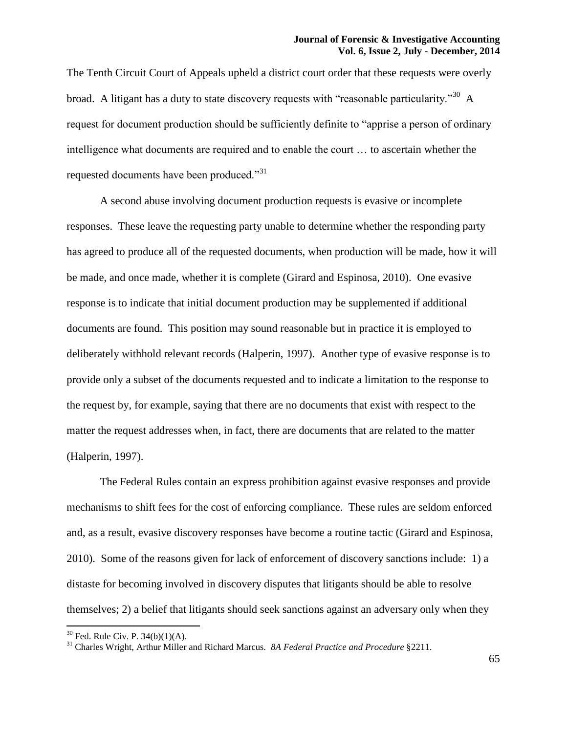The Tenth Circuit Court of Appeals upheld a district court order that these requests were overly broad. A litigant has a duty to state discovery requests with "reasonable particularity."[30] A request for document production should be sufficiently definite to "apprise a person of ordinary intelligence what documents are required and to enable the court … to ascertain whether the requested documents have been produced."[31]

A second abuse involving document production requests is evasive or incomplete responses. These leave the requesting party unable to determine whether the responding party has agreed to produce all of the requested documents, when production will be made, how it will be made, and once made, whether it is complete (Girard and Espinosa, 2010). One evasive response is to indicate that initial document production may be supplemented if additional documents are found. This position may sound reasonable but in practice it is employed to deliberately withhold relevant records (Halperin, 1997). Another type of evasive response is to provide only a subset of the documents requested and to indicate a limitation to the response to the request by, for example, saying that there are no documents that exist with respect to the matter the request addresses when, in fact, there are documents that are related to the matter (Halperin, 1997).

The Federal Rules contain an express prohibition against evasive responses and provide mechanisms to shift fees for the cost of enforcing compliance. These rules are seldom enforced and, as a result, evasive discovery responses have become a routine tactic (Girard and Espinosa, 2010). Some of the reasons given for lack of enforcement of discovery sanctions include: 1) a distaste for becoming involved in discovery disputes that litigants should be able to resolve themselves; 2) a belief that litigants should seek sanctions against an adversary only when they

---

[30] Fed. Rule Civ. P. 34(b)(1)(A).

[31] Charles Wright, Arthur Miller and Richard Marcus. *8A Federal Practice and Procedure* §2211.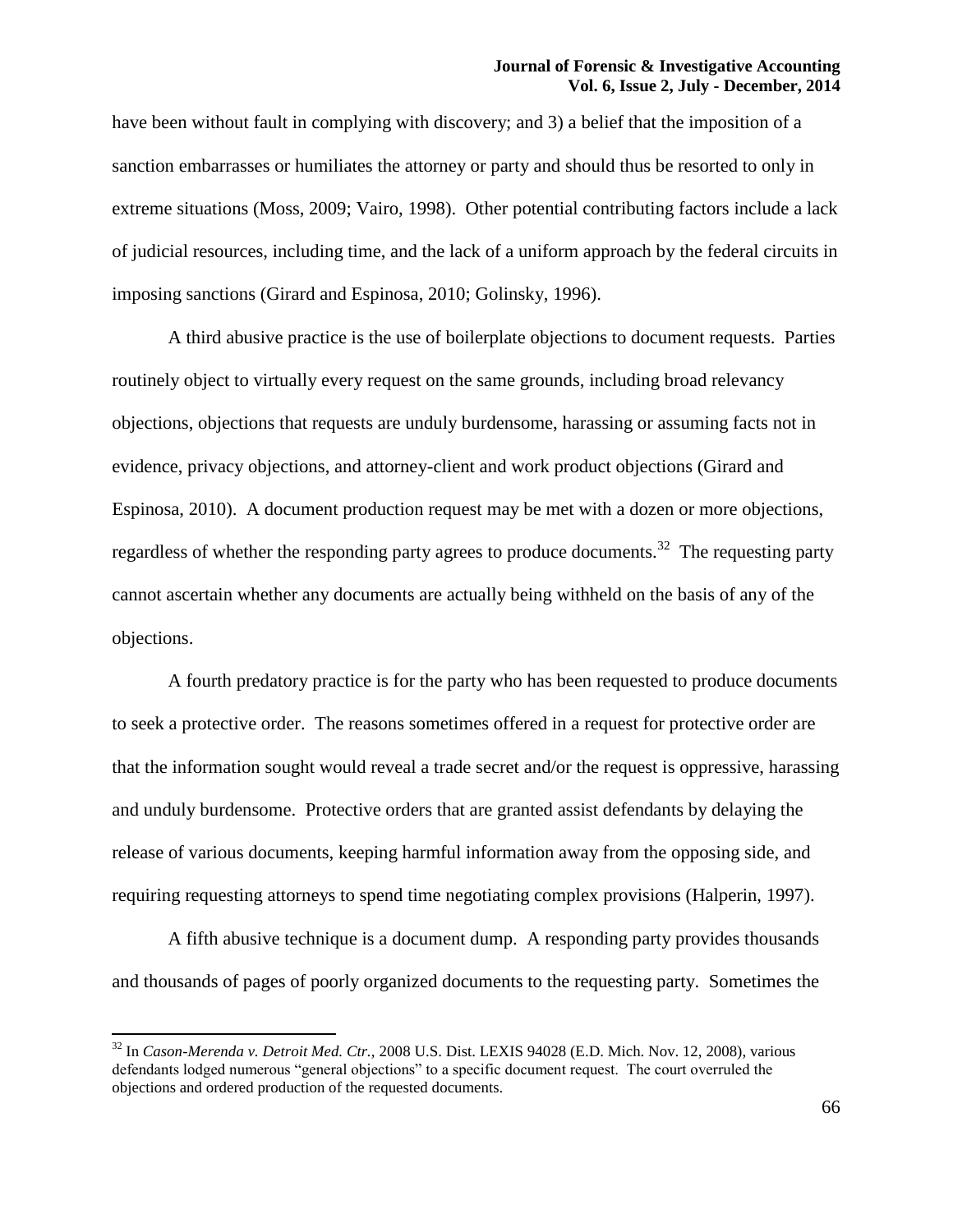have been without fault in complying with discovery; and 3) a belief that the imposition of a sanction embarrasses or humiliates the attorney or party and should thus be resorted to only in extreme situations (Moss, 2009; Vairo, 1998). Other potential contributing factors include a lack of judicial resources, including time, and the lack of a uniform approach by the federal circuits in imposing sanctions (Girard and Espinosa, 2010; Golinsky, 1996).

A third abusive practice is the use of boilerplate objections to document requests. Parties routinely object to virtually every request on the same grounds, including broad relevancy objections, objections that requests are unduly burdensome, harassing or assuming facts not in evidence, privacy objections, and attorney-client and work product objections (Girard and Espinosa, 2010). A document production request may be met with a dozen or more objections, regardless of whether the responding party agrees to produce documents.[32] The requesting party cannot ascertain whether any documents are actually being withheld on the basis of any of the objections.

A fourth predatory practice is for the party who has been requested to produce documents to seek a protective order. The reasons sometimes offered in a request for protective order are that the information sought would reveal a trade secret and/or the request is oppressive, harassing and unduly burdensome. Protective orders that are granted assist defendants by delaying the release of various documents, keeping harmful information away from the opposing side, and requiring requesting attorneys to spend time negotiating complex provisions (Halperin, 1997).

A fifth abusive technique is a document dump. A responding party provides thousands and thousands of pages of poorly organized documents to the requesting party. Sometimes the

---

[32] In *Cason-Merenda v. Detroit Med. Ctr.,* 2008 U.S. Dist. LEXIS 94028 (E.D. Mich. Nov. 12, 2008), various defendants lodged numerous "general objections" to a specific document request. The court overruled the objections and ordered production of the requested documents.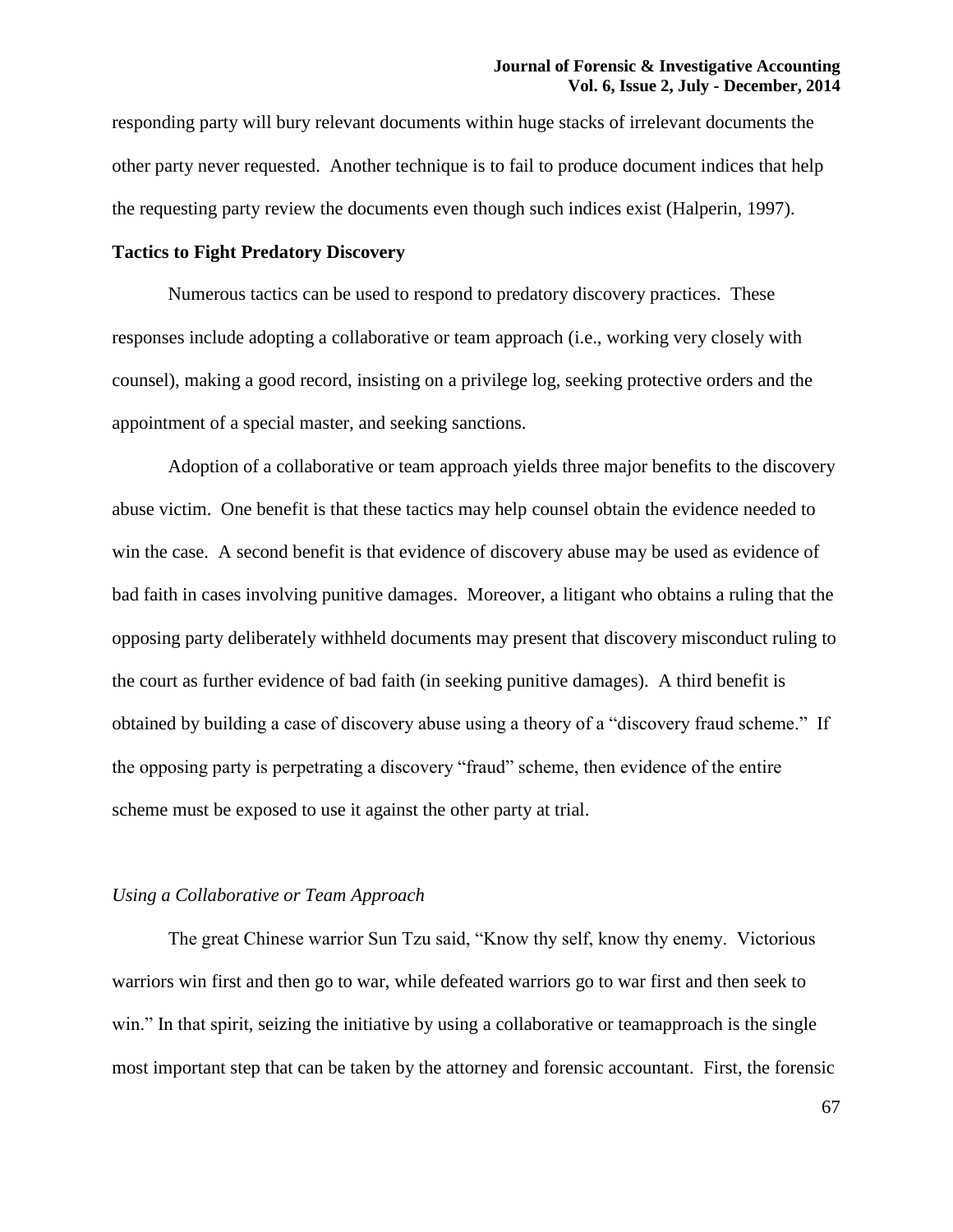responding party will bury relevant documents within huge stacks of irrelevant documents the other party never requested. Another technique is to fail to produce document indices that help the requesting party review the documents even though such indices exist (Halperin, 1997).

## Tactics to Fight Predatory Discovery

Numerous tactics can be used to respond to predatory discovery practices. These responses include adopting a collaborative or team approach (i.e., working very closely with counsel), making a good record, insisting on a privilege log, seeking protective orders and the appointment of a special master, and seeking sanctions.

Adoption of a collaborative or team approach yields three major benefits to the discovery abuse victim. One benefit is that these tactics may help counsel obtain the evidence needed to win the case. A second benefit is that evidence of discovery abuse may be used as evidence of bad faith in cases involving punitive damages. Moreover, a litigant who obtains a ruling that the opposing party deliberately withheld documents may present that discovery misconduct ruling to the court as further evidence of bad faith (in seeking punitive damages). A third benefit is obtained by building a case of discovery abuse using a theory of a "discovery fraud scheme." If the opposing party is perpetrating a discovery "fraud" scheme, then evidence of the entire scheme must be exposed to use it against the other party at trial.

### *Using a Collaborative or Team Approach*

The great Chinese warrior Sun Tzu said, "Know thy self, know thy enemy. Victorious warriors win first and then go to war, while defeated warriors go to war first and then seek to win." In that spirit, seizing the initiative by using a collaborative or teamapproach is the single most important step that can be taken by the attorney and forensic accountant. First, the forensic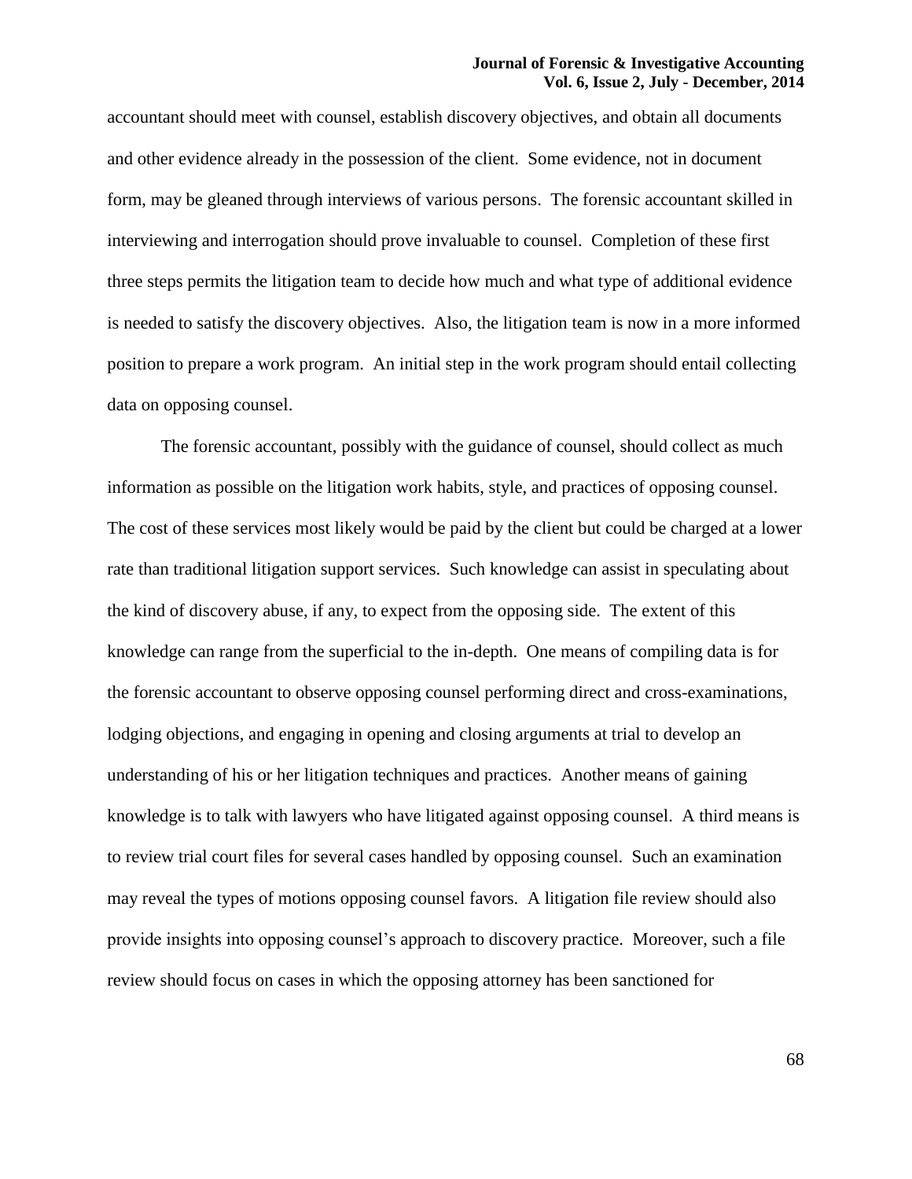accountant should meet with counsel, establish discovery objectives, and obtain all documents and other evidence already in the possession of the client. Some evidence, not in document form, may be gleaned through interviews of various persons. The forensic accountant skilled in interviewing and interrogation should prove invaluable to counsel. Completion of these first three steps permits the litigation team to decide how much and what type of additional evidence is needed to satisfy the discovery objectives. Also, the litigation team is now in a more informed position to prepare a work program. An initial step in the work program should entail collecting data on opposing counsel.

The forensic accountant, possibly with the guidance of counsel, should collect as much information as possible on the litigation work habits, style, and practices of opposing counsel. The cost of these services most likely would be paid by the client but could be charged at a lower rate than traditional litigation support services. Such knowledge can assist in speculating about the kind of discovery abuse, if any, to expect from the opposing side. The extent of this knowledge can range from the superficial to the in-depth. One means of compiling data is for the forensic accountant to observe opposing counsel performing direct and cross-examinations, lodging objections, and engaging in opening and closing arguments at trial to develop an understanding of his or her litigation techniques and practices. Another means of gaining knowledge is to talk with lawyers who have litigated against opposing counsel. A third means is to review trial court files for several cases handled by opposing counsel. Such an examination may reveal the types of motions opposing counsel favors. A litigation file review should also provide insights into opposing counsel's approach to discovery practice. Moreover, such a file review should focus on cases in which the opposing attorney has been sanctioned for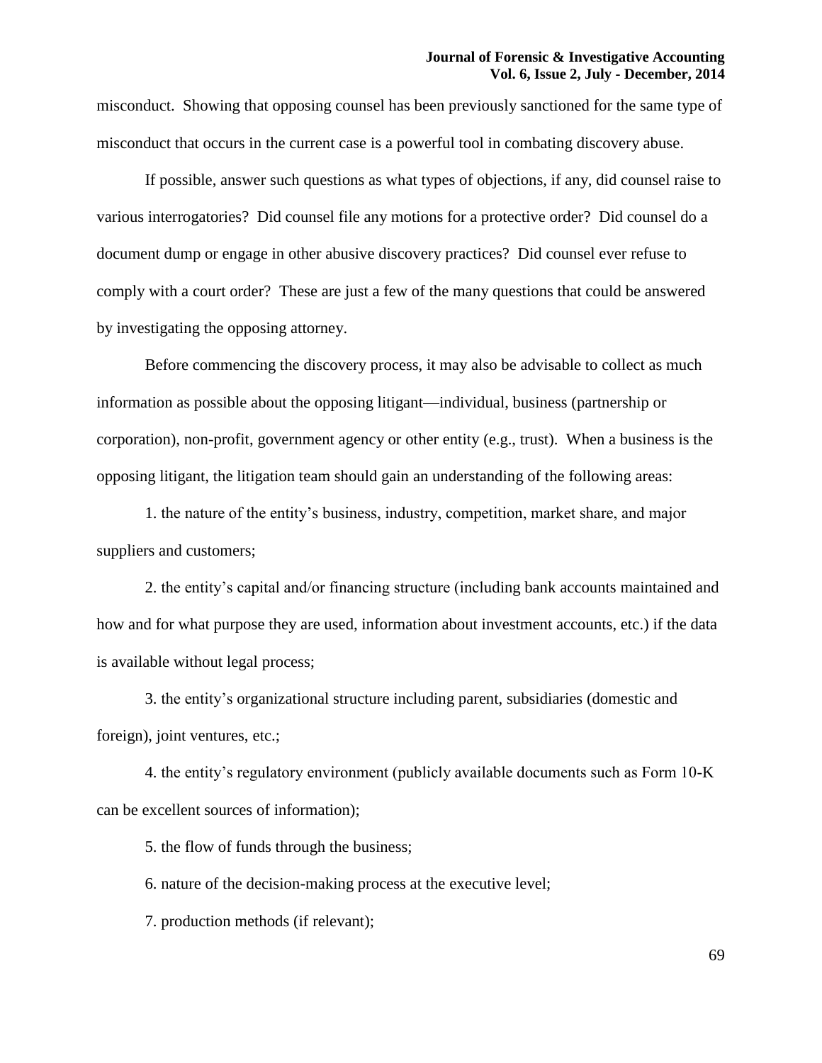misconduct. Showing that opposing counsel has been previously sanctioned for the same type of misconduct that occurs in the current case is a powerful tool in combating discovery abuse.

If possible, answer such questions as what types of objections, if any, did counsel raise to various interrogatories? Did counsel file any motions for a protective order? Did counsel do a document dump or engage in other abusive discovery practices? Did counsel ever refuse to comply with a court order? These are just a few of the many questions that could be answered by investigating the opposing attorney.

Before commencing the discovery process, it may also be advisable to collect as much information as possible about the opposing litigant—individual, business (partnership or corporation), non-profit, government agency or other entity (e.g., trust). When a business is the opposing litigant, the litigation team should gain an understanding of the following areas:

1. the nature of the entity's business, industry, competition, market share, and major suppliers and customers;

2. the entity's capital and/or financing structure (including bank accounts maintained and how and for what purpose they are used, information about investment accounts, etc.) if the data is available without legal process;

3. the entity's organizational structure including parent, subsidiaries (domestic and foreign), joint ventures, etc.;

4. the entity's regulatory environment (publicly available documents such as Form 10-K can be excellent sources of information);

5. the flow of funds through the business;

6. nature of the decision-making process at the executive level;

7. production methods (if relevant);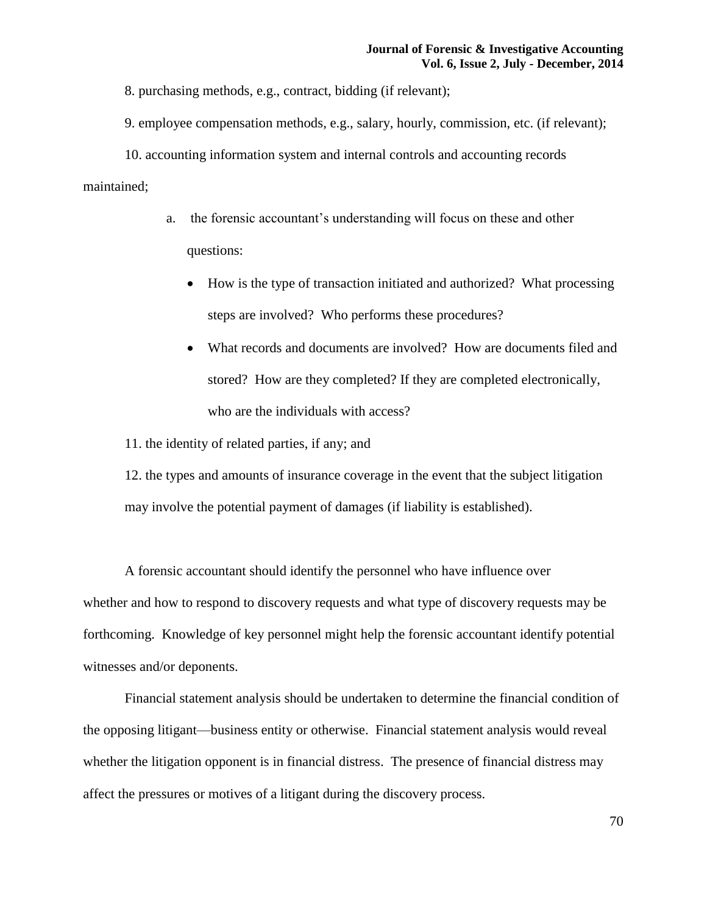8. purchasing methods, e.g., contract, bidding (if relevant);

9. employee compensation methods, e.g., salary, hourly, commission, etc. (if relevant);

10. accounting information system and internal controls and accounting records maintained;

   a. the forensic accountant's understanding will focus on these and other questions:

      - How is the type of transaction initiated and authorized? What processing steps are involved? Who performs these procedures?
      - What records and documents are involved? How are documents filed and stored? How are they completed? If they are completed electronically, who are the individuals with access?

11. the identity of related parties, if any; and

12. the types and amounts of insurance coverage in the event that the subject litigation may involve the potential payment of damages (if liability is established).

A forensic accountant should identify the personnel who have influence over whether and how to respond to discovery requests and what type of discovery requests may be forthcoming. Knowledge of key personnel might help the forensic accountant identify potential witnesses and/or deponents.

Financial statement analysis should be undertaken to determine the financial condition of the opposing litigant—business entity or otherwise. Financial statement analysis would reveal whether the litigation opponent is in financial distress. The presence of financial distress may affect the pressures or motives of a litigant during the discovery process.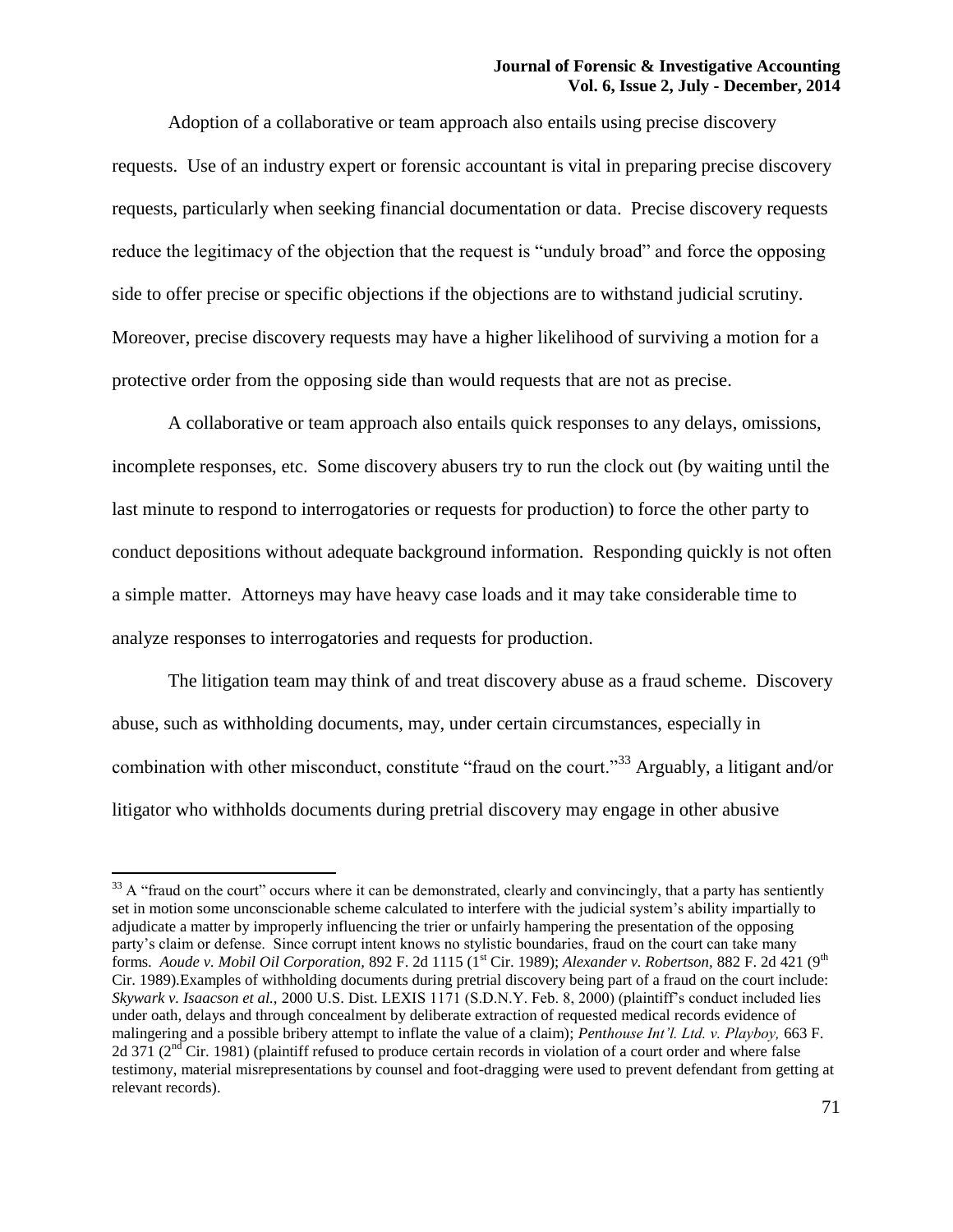Adoption of a collaborative or team approach also entails using precise discovery requests. Use of an industry expert or forensic accountant is vital in preparing precise discovery requests, particularly when seeking financial documentation or data. Precise discovery requests reduce the legitimacy of the objection that the request is "unduly broad" and force the opposing side to offer precise or specific objections if the objections are to withstand judicial scrutiny. Moreover, precise discovery requests may have a higher likelihood of surviving a motion for a protective order from the opposing side than would requests that are not as precise.

A collaborative or team approach also entails quick responses to any delays, omissions, incomplete responses, etc. Some discovery abusers try to run the clock out (by waiting until the last minute to respond to interrogatories or requests for production) to force the other party to conduct depositions without adequate background information. Responding quickly is not often a simple matter. Attorneys may have heavy case loads and it may take considerable time to analyze responses to interrogatories and requests for production.

The litigation team may think of and treat discovery abuse as a fraud scheme. Discovery abuse, such as withholding documents, may, under certain circumstances, especially in combination with other misconduct, constitute "fraud on the court."[33] Arguably, a litigant and/or litigator who withholds documents during pretrial discovery may engage in other abusive

---

[33] A "fraud on the court" occurs where it can be demonstrated, clearly and convincingly, that a party has sentiently set in motion some unconscionable scheme calculated to interfere with the judicial system's ability impartially to adjudicate a matter by improperly influencing the trier or unfairly hampering the presentation of the opposing party's claim or defense. Since corrupt intent knows no stylistic boundaries, fraud on the court can take many forms. *Aoude v. Mobil Oil Corporation*, 892 F. 2d 1115 (1st Cir. 1989); *Alexander v. Robertson*, 882 F. 2d 421 (9th Cir. 1989).Examples of withholding documents during pretrial discovery being part of a fraud on the court include: *Skywark v. Isaacson et al.*, 2000 U.S. Dist. LEXIS 1171 (S.D.N.Y. Feb. 8, 2000) (plaintiff's conduct included lies under oath, delays and through concealment by deliberate extraction of requested medical records evidence of malingering and a possible bribery attempt to inflate the value of a claim); *Penthouse Int'l. Ltd. v. Playboy,* 663 F. 2d 371 (2nd Cir. 1981) (plaintiff refused to produce certain records in violation of a court order and where false testimony, material misrepresentations by counsel and foot-dragging were used to prevent defendant from getting at relevant records).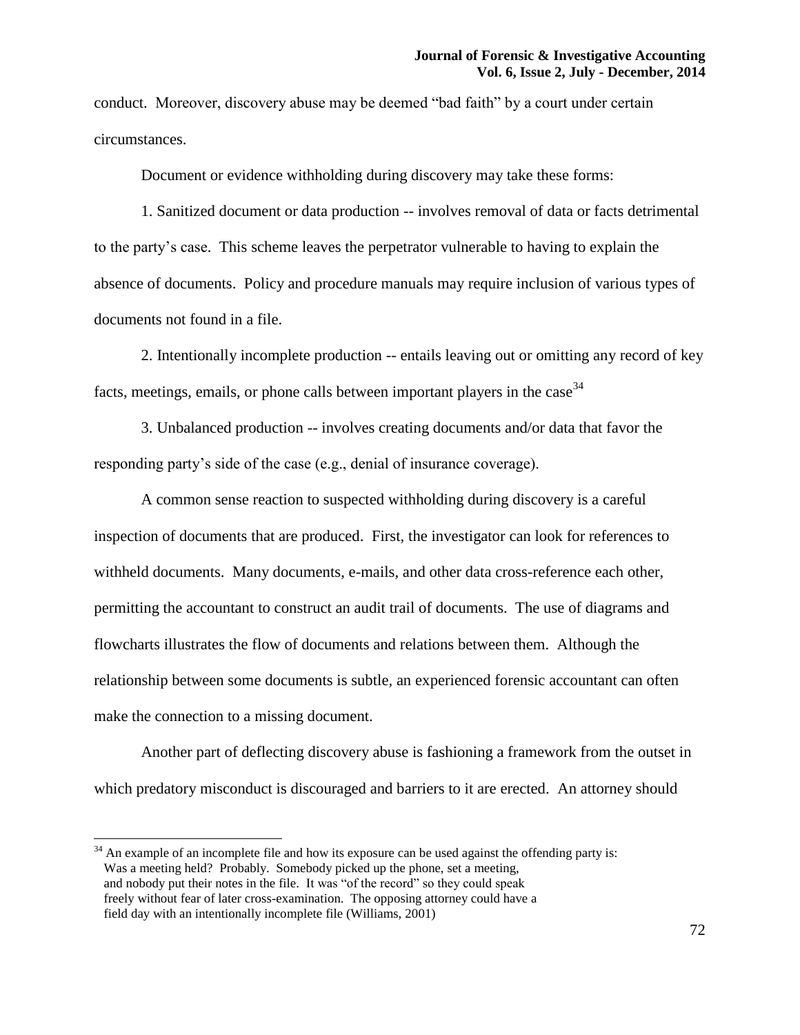conduct. Moreover, discovery abuse may be deemed "bad faith" by a court under certain circumstances.

Document or evidence withholding during discovery may take these forms:

1. Sanitized document or data production -- involves removal of data or facts detrimental to the party's case. This scheme leaves the perpetrator vulnerable to having to explain the absence of documents. Policy and procedure manuals may require inclusion of various types of documents not found in a file.

2. Intentionally incomplete production -- entails leaving out or omitting any record of key facts, meetings, emails, or phone calls between important players in the case[34]

3. Unbalanced production -- involves creating documents and/or data that favor the responding party's side of the case (e.g., denial of insurance coverage).

A common sense reaction to suspected withholding during discovery is a careful inspection of documents that are produced. First, the investigator can look for references to withheld documents. Many documents, e-mails, and other data cross-reference each other, permitting the accountant to construct an audit trail of documents. The use of diagrams and flowcharts illustrates the flow of documents and relations between them. Although the relationship between some documents is subtle, an experienced forensic accountant can often make the connection to a missing document.

Another part of deflecting discovery abuse is fashioning a framework from the outset in which predatory misconduct is discouraged and barriers to it are erected. An attorney should

---

[34] An example of an incomplete file and how its exposure can be used against the offending party is:
Was a meeting held? Probably. Somebody picked up the phone, set a meeting, and nobody put their notes in the file. It was "of the record" so they could speak freely without fear of later cross-examination. The opposing attorney could have a field day with an intentionally incomplete file (Williams, 2001)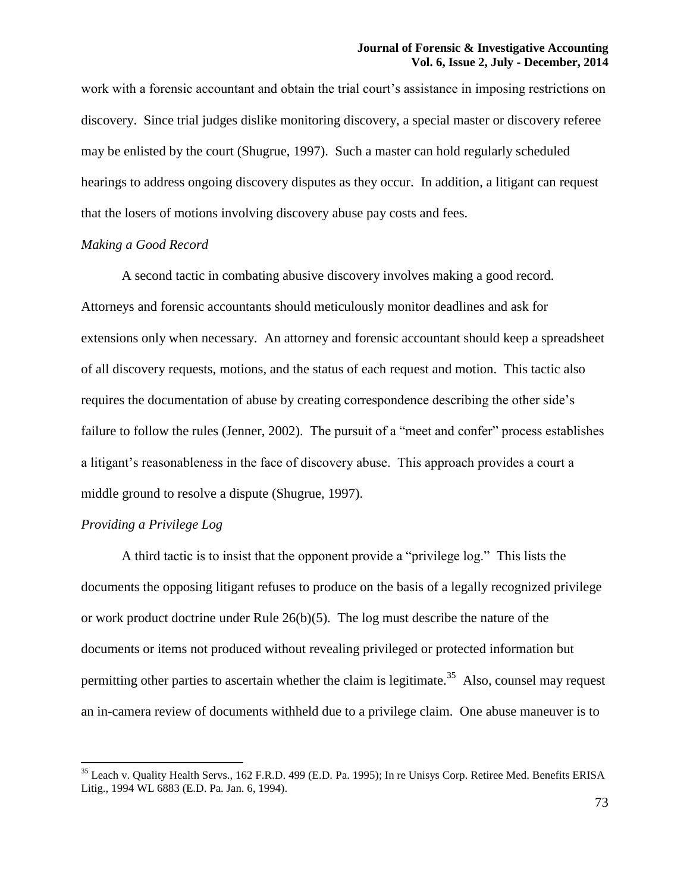work with a forensic accountant and obtain the trial court's assistance in imposing restrictions on discovery. Since trial judges dislike monitoring discovery, a special master or discovery referee may be enlisted by the court (Shugrue, 1997). Such a master can hold regularly scheduled hearings to address ongoing discovery disputes as they occur. In addition, a litigant can request that the losers of motions involving discovery abuse pay costs and fees.

*Making a Good Record*

A second tactic in combating abusive discovery involves making a good record. Attorneys and forensic accountants should meticulously monitor deadlines and ask for extensions only when necessary. An attorney and forensic accountant should keep a spreadsheet of all discovery requests, motions, and the status of each request and motion. This tactic also requires the documentation of abuse by creating correspondence describing the other side's failure to follow the rules (Jenner, 2002). The pursuit of a "meet and confer" process establishes a litigant's reasonableness in the face of discovery abuse. This approach provides a court a middle ground to resolve a dispute (Shugrue, 1997).

*Providing a Privilege Log*

A third tactic is to insist that the opponent provide a "privilege log." This lists the documents the opposing litigant refuses to produce on the basis of a legally recognized privilege or work product doctrine under Rule 26(b)(5). The log must describe the nature of the documents or items not produced without revealing privileged or protected information but permitting other parties to ascertain whether the claim is legitimate.[35] Also, counsel may request an in-camera review of documents withheld due to a privilege claim. One abuse maneuver is to

---

[35] Leach v. Quality Health Servs., 162 F.R.D. 499 (E.D. Pa. 1995); In re Unisys Corp. Retiree Med. Benefits ERISA Litig., 1994 WL 6883 (E.D. Pa. Jan. 6, 1994).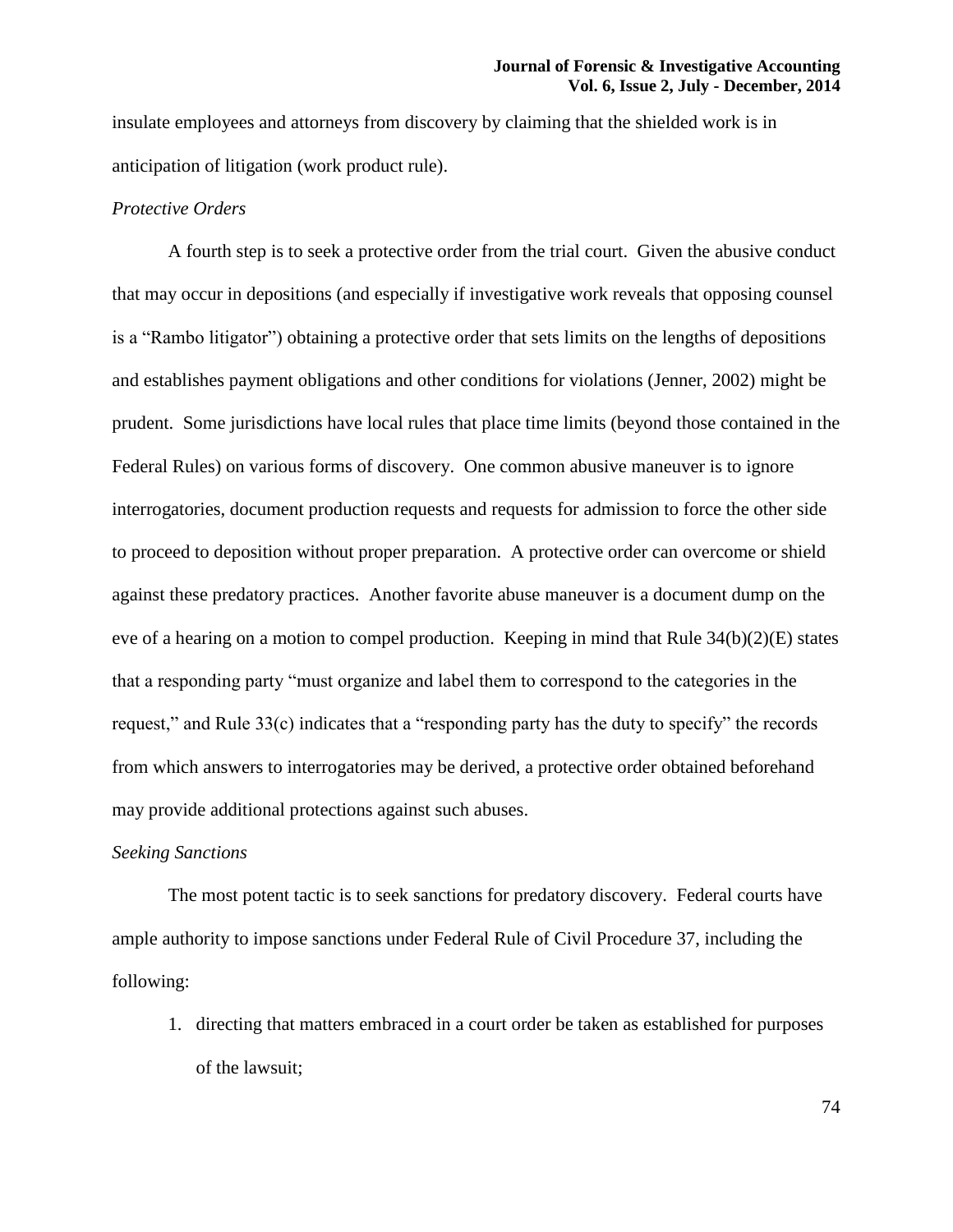insulate employees and attorneys from discovery by claiming that the shielded work is in anticipation of litigation (work product rule).

*Protective Orders*

A fourth step is to seek a protective order from the trial court. Given the abusive conduct that may occur in depositions (and especially if investigative work reveals that opposing counsel is a "Rambo litigator") obtaining a protective order that sets limits on the lengths of depositions and establishes payment obligations and other conditions for violations (Jenner, 2002) might be prudent. Some jurisdictions have local rules that place time limits (beyond those contained in the Federal Rules) on various forms of discovery. One common abusive maneuver is to ignore interrogatories, document production requests and requests for admission to force the other side to proceed to deposition without proper preparation. A protective order can overcome or shield against these predatory practices. Another favorite abuse maneuver is a document dump on the eve of a hearing on a motion to compel production. Keeping in mind that Rule 34(b)(2)(E) states that a responding party "must organize and label them to correspond to the categories in the request," and Rule 33(c) indicates that a "responding party has the duty to specify" the records from which answers to interrogatories may be derived, a protective order obtained beforehand may provide additional protections against such abuses.

*Seeking Sanctions*

The most potent tactic is to seek sanctions for predatory discovery. Federal courts have ample authority to impose sanctions under Federal Rule of Civil Procedure 37, including the following:

1. directing that matters embraced in a court order be taken as established for purposes of the lawsuit;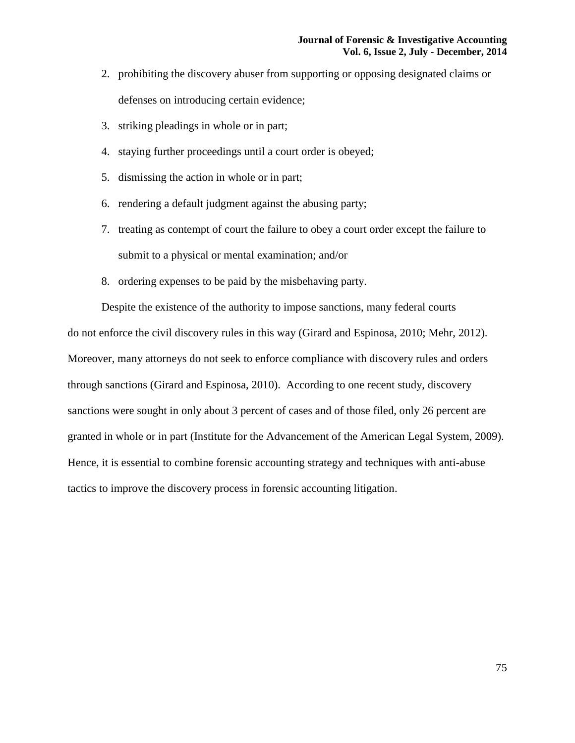2. prohibiting the discovery abuser from supporting or opposing designated claims or defenses on introducing certain evidence;
3. striking pleadings in whole or in part;
4. staying further proceedings until a court order is obeyed;
5. dismissing the action in whole or in part;
6. rendering a default judgment against the abusing party;
7. treating as contempt of court the failure to obey a court order except the failure to submit to a physical or mental examination; and/or
8. ordering expenses to be paid by the misbehaving party.

Despite the existence of the authority to impose sanctions, many federal courts do not enforce the civil discovery rules in this way (Girard and Espinosa, 2010; Mehr, 2012). Moreover, many attorneys do not seek to enforce compliance with discovery rules and orders through sanctions (Girard and Espinosa, 2010). According to one recent study, discovery sanctions were sought in only about 3 percent of cases and of those filed, only 26 percent are granted in whole or in part (Institute for the Advancement of the American Legal System, 2009). Hence, it is essential to combine forensic accounting strategy and techniques with anti-abuse tactics to improve the discovery process in forensic accounting litigation.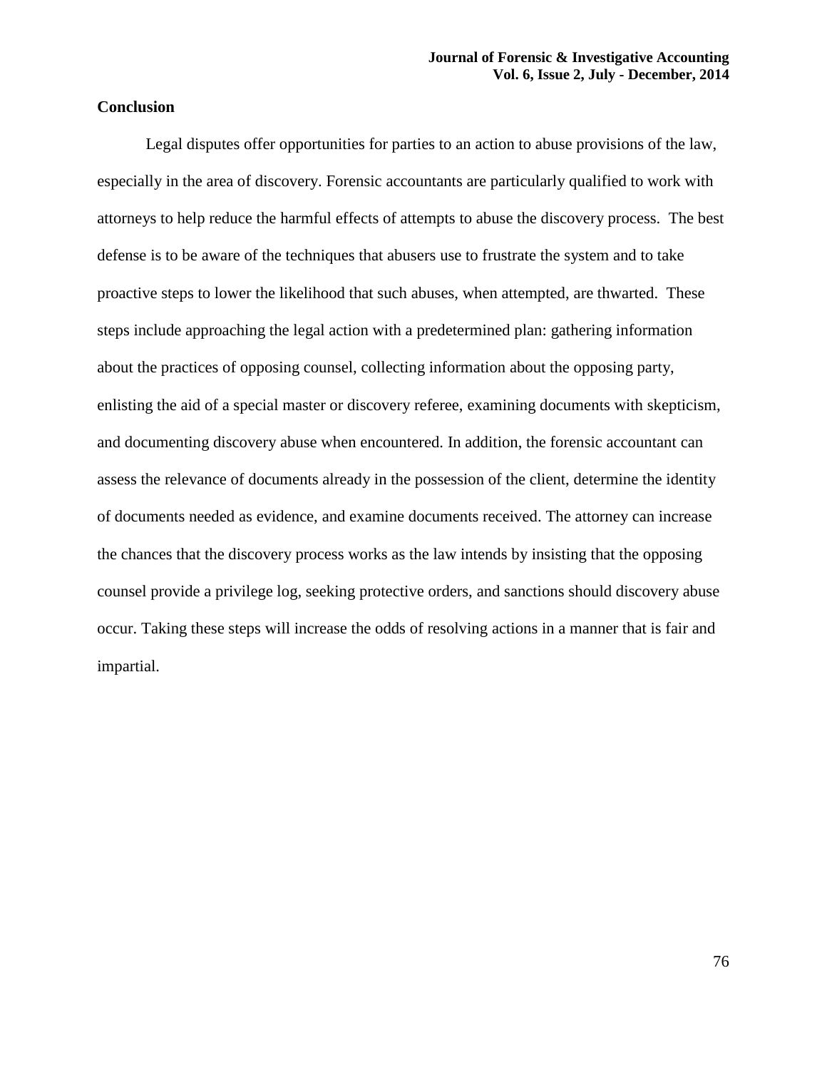## Conclusion

Legal disputes offer opportunities for parties to an action to abuse provisions of the law, especially in the area of discovery. Forensic accountants are particularly qualified to work with attorneys to help reduce the harmful effects of attempts to abuse the discovery process. The best defense is to be aware of the techniques that abusers use to frustrate the system and to take proactive steps to lower the likelihood that such abuses, when attempted, are thwarted. These steps include approaching the legal action with a predetermined plan: gathering information about the practices of opposing counsel, collecting information about the opposing party, enlisting the aid of a special master or discovery referee, examining documents with skepticism, and documenting discovery abuse when encountered. In addition, the forensic accountant can assess the relevance of documents already in the possession of the client, determine the identity of documents needed as evidence, and examine documents received. The attorney can increase the chances that the discovery process works as the law intends by insisting that the opposing counsel provide a privilege log, seeking protective orders, and sanctions should discovery abuse occur. Taking these steps will increase the odds of resolving actions in a manner that is fair and impartial.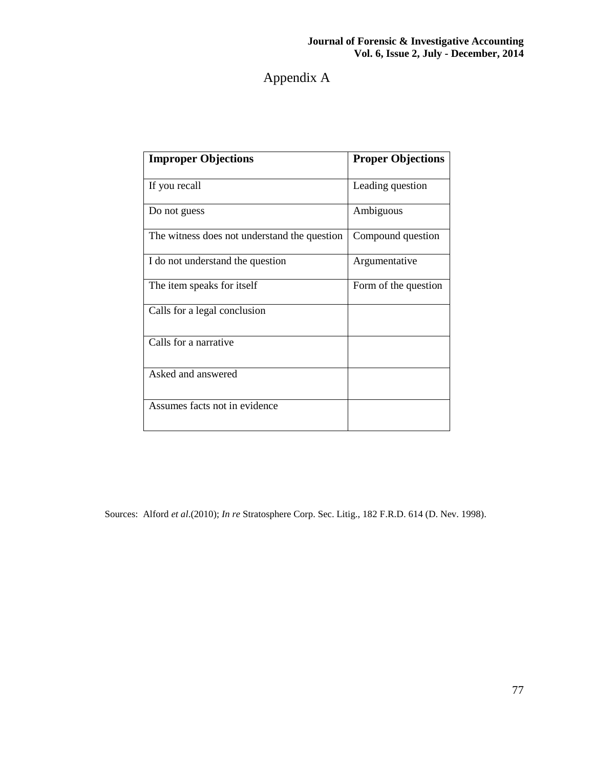# Appendix A

| Improper Objections | Proper Objections |
|---|---|
| If you recall | Leading question |
| Do not guess | Ambiguous |
| The witness does not understand the question | Compound question |
| I do not understand the question | Argumentative |
| The item speaks for itself | Form of the question |
| Calls for a legal conclusion | |
| Calls for a narrative | |
| Asked and answered | |
| Assumes facts not in evidence | |

Sources: Alford *et al*.(2010); *In re* Stratosphere Corp. Sec. Litig., 182 F.R.D. 614 (D. Nev. 1998).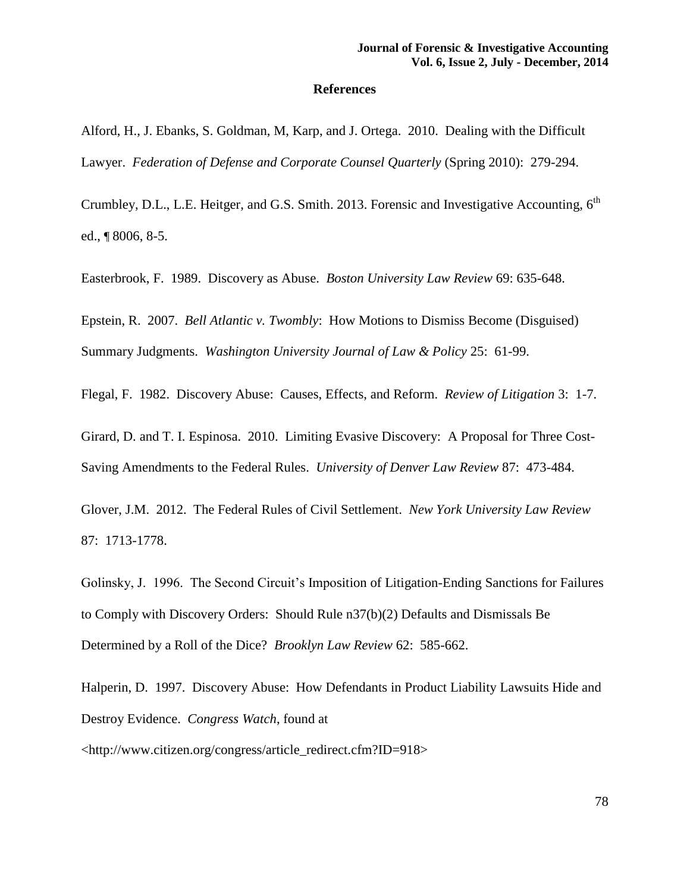## References

Alford, H., J. Ebanks, S. Goldman, M, Karp, and J. Ortega. 2010. Dealing with the Difficult Lawyer. *Federation of Defense and Corporate Counsel Quarterly* (Spring 2010): 279-294.

Crumbley, D.L., L.E. Heitger, and G.S. Smith. 2013. Forensic and Investigative Accounting, 6th ed., ¶ 8006, 8-5.

Easterbrook, F. 1989. Discovery as Abuse. *Boston University Law Review* 69: 635-648.

Epstein, R. 2007. *Bell Atlantic v. Twombly*: How Motions to Dismiss Become (Disguised) Summary Judgments. *Washington University Journal of Law & Policy* 25: 61-99.

Flegal, F. 1982. Discovery Abuse: Causes, Effects, and Reform. *Review of Litigation* 3: 1-7.

Girard, D. and T. I. Espinosa. 2010. Limiting Evasive Discovery: A Proposal for Three Cost-Saving Amendments to the Federal Rules. *University of Denver Law Review* 87: 473-484.

Glover, J.M. 2012. The Federal Rules of Civil Settlement. *New York University Law Review* 87: 1713-1778.

Golinsky, J. 1996. The Second Circuit's Imposition of Litigation-Ending Sanctions for Failures to Comply with Discovery Orders: Should Rule n37(b)(2) Defaults and Dismissals Be Determined by a Roll of the Dice? *Brooklyn Law Review* 62: 585-662.

Halperin, D. 1997. Discovery Abuse: How Defendants in Product Liability Lawsuits Hide and Destroy Evidence. *Congress Watch*, found at <http://www.citizen.org/congress/article_redirect.cfm?ID=918>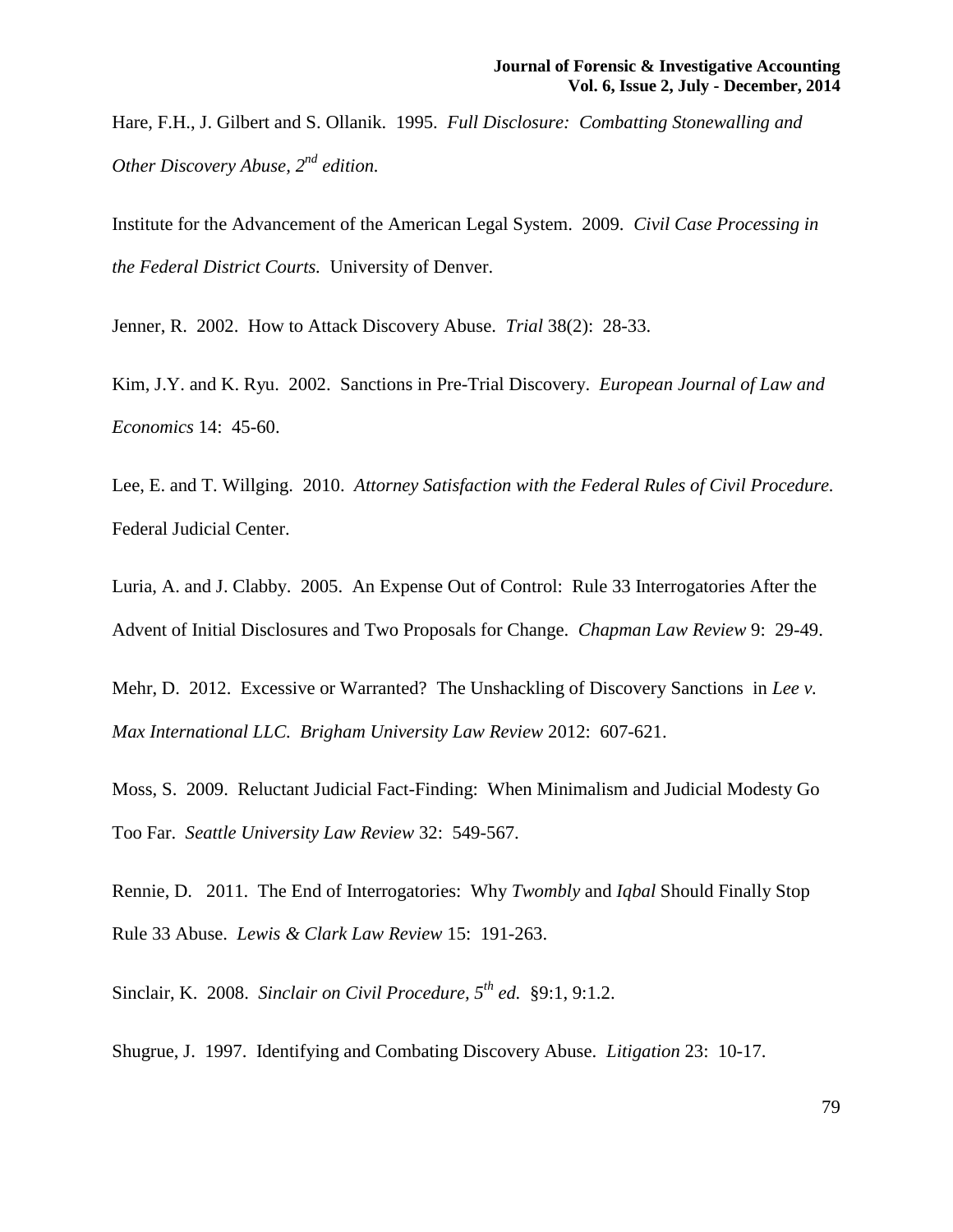Hare, F.H., J. Gilbert and S. Ollanik. 1995. *Full Disclosure: Combatting Stonewalling and Other Discovery Abuse, 2nd edition.*

Institute for the Advancement of the American Legal System. 2009. *Civil Case Processing in the Federal District Courts.* University of Denver.

Jenner, R. 2002. How to Attack Discovery Abuse. *Trial* 38(2): 28-33.

Kim, J.Y. and K. Ryu. 2002. Sanctions in Pre-Trial Discovery. *European Journal of Law and Economics* 14: 45-60.

Lee, E. and T. Willging. 2010. *Attorney Satisfaction with the Federal Rules of Civil Procedure.* Federal Judicial Center.

Luria, A. and J. Clabby. 2005. An Expense Out of Control: Rule 33 Interrogatories After the Advent of Initial Disclosures and Two Proposals for Change. *Chapman Law Review* 9: 29-49.

Mehr, D. 2012. Excessive or Warranted? The Unshackling of Discovery Sanctions in *Lee v. Max International LLC. Brigham University Law Review* 2012: 607-621.

Moss, S. 2009. Reluctant Judicial Fact-Finding: When Minimalism and Judicial Modesty Go Too Far. *Seattle University Law Review* 32: 549-567.

Rennie, D. 2011. The End of Interrogatories: Why *Twombly* and *Iqbal* Should Finally Stop Rule 33 Abuse. *Lewis & Clark Law Review* 15: 191-263.

Sinclair, K. 2008. *Sinclair on Civil Procedure, 5th ed.* §9:1, 9:1.2.

Shugrue, J. 1997. Identifying and Combating Discovery Abuse. *Litigation* 23: 10-17.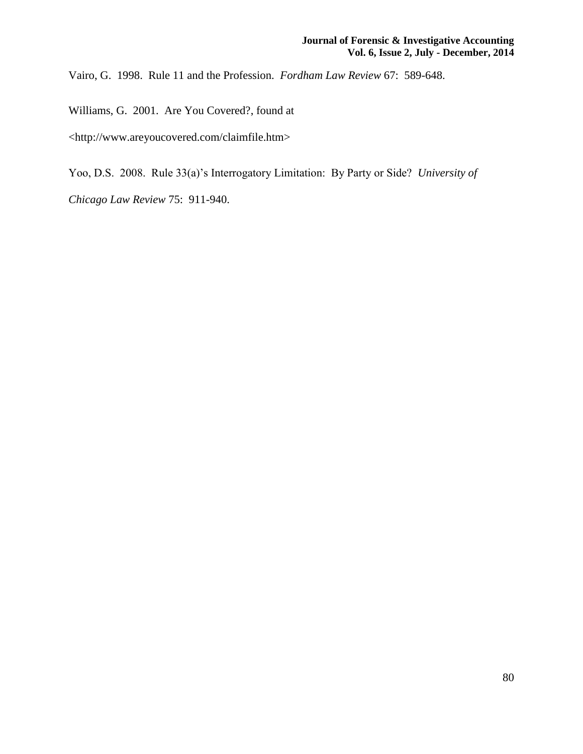Vairo, G. 1998. Rule 11 and the Profession. *Fordham Law Review* 67: 589-648.

Williams, G. 2001. Are You Covered?, found at <http://www.areyoucovered.com/claimfile.htm>

Yoo, D.S. 2008. Rule 33(a)'s Interrogatory Limitation: By Party or Side? *University of Chicago Law Review* 75: 911-940.